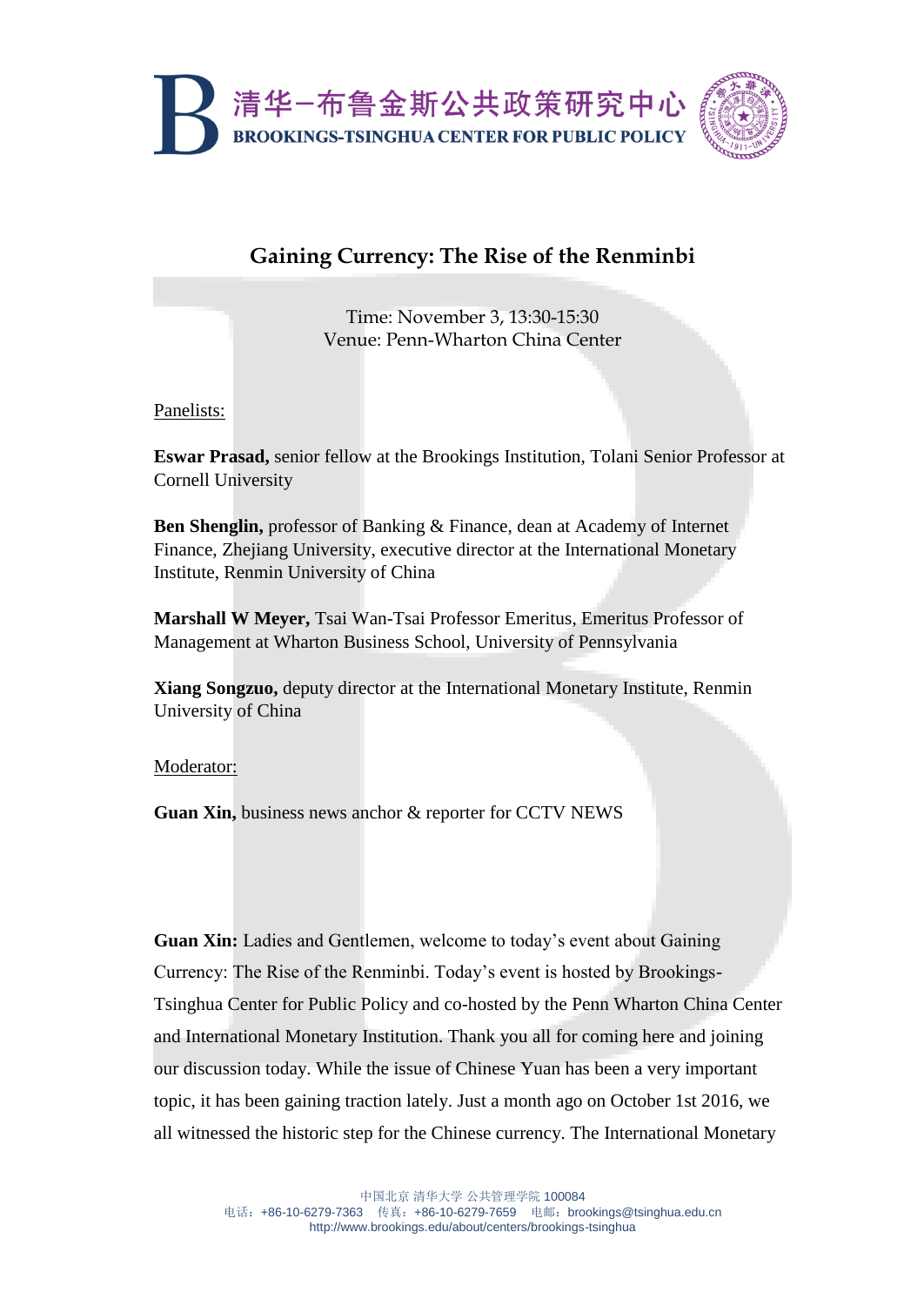# Gaining Currency: The Rise of the Renminbi

Time: November 3, 13:30-15:30
Venue: Penn-Wharton China Center

Panelists:

**Eswar Prasad,** senior fellow at the Brookings Institution, Tolani Senior Professor at Cornell University

**Ben Shenglin,** professor of Banking & Finance, dean at Academy of Internet Finance, Zhejiang University, executive director at the International Monetary Institute, Renmin University of China

**Marshall W Meyer,** Tsai Wan-Tsai Professor Emeritus, Emeritus Professor of Management at Wharton Business School, University of Pennsylvania

**Xiang Songzuo,** deputy director at the International Monetary Institute, Renmin University of China

Moderator:

**Guan Xin,** business news anchor & reporter for CCTV NEWS

**Guan Xin:** Ladies and Gentlemen, welcome to today's event about Gaining Currency: The Rise of the Renminbi. Today's event is hosted by Brookings-Tsinghua Center for Public Policy and co-hosted by the Penn Wharton China Center and International Monetary Institution. Thank you all for coming here and joining our discussion today. While the issue of Chinese Yuan has been a very important topic, it has been gaining traction lately. Just a month ago on October 1st 2016, we all witnessed the historic step for the Chinese currency. The International Monetary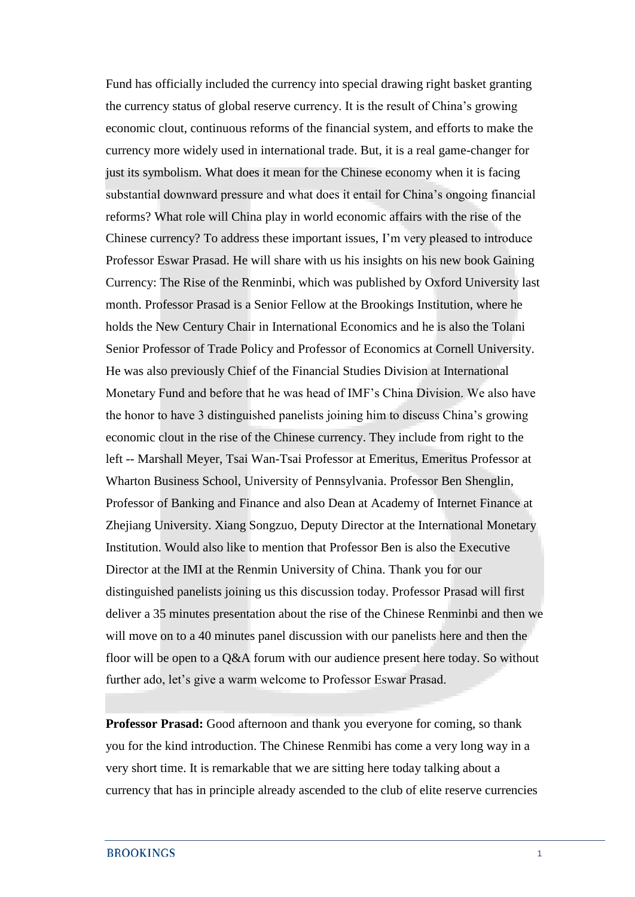Fund has officially included the currency into special drawing right basket granting the currency status of global reserve currency. It is the result of China's growing economic clout, continuous reforms of the financial system, and efforts to make the currency more widely used in international trade. But, it is a real game-changer for just its symbolism. What does it mean for the Chinese economy when it is facing substantial downward pressure and what does it entail for China's ongoing financial reforms? What role will China play in world economic affairs with the rise of the Chinese currency? To address these important issues, I'm very pleased to introduce Professor Eswar Prasad. He will share with us his insights on his new book Gaining Currency: The Rise of the Renminbi, which was published by Oxford University last month. Professor Prasad is a Senior Fellow at the Brookings Institution, where he holds the New Century Chair in International Economics and he is also the Tolani Senior Professor of Trade Policy and Professor of Economics at Cornell University. He was also previously Chief of the Financial Studies Division at International Monetary Fund and before that he was head of IMF's China Division. We also have the honor to have 3 distinguished panelists joining him to discuss China's growing economic clout in the rise of the Chinese currency. They include from right to the left -- Marshall Meyer, Tsai Wan-Tsai Professor at Emeritus, Emeritus Professor at Wharton Business School, University of Pennsylvania. Professor Ben Shenglin, Professor of Banking and Finance and also Dean at Academy of Internet Finance at Zhejiang University. Xiang Songzuo, Deputy Director at the International Monetary Institution. Would also like to mention that Professor Ben is also the Executive Director at the IMI at the Renmin University of China. Thank you for our distinguished panelists joining us this discussion today. Professor Prasad will first deliver a 35 minutes presentation about the rise of the Chinese Renminbi and then we will move on to a 40 minutes panel discussion with our panelists here and then the floor will be open to a Q&A forum with our audience present here today. So without further ado, let's give a warm welcome to Professor Eswar Prasad.

**Professor Prasad:** Good afternoon and thank you everyone for coming, so thank you for the kind introduction. The Chinese Renmibi has come a very long way in a very short time. It is remarkable that we are sitting here today talking about a currency that has in principle already ascended to the club of elite reserve currencies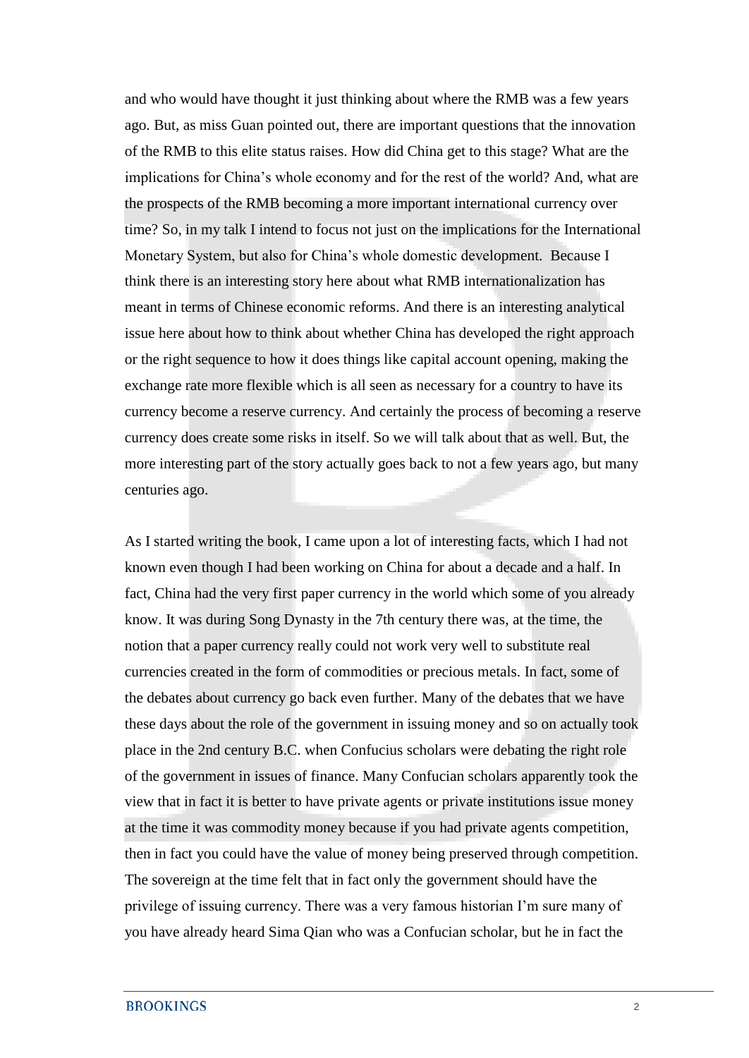and who would have thought it just thinking about where the RMB was a few years ago. But, as miss Guan pointed out, there are important questions that the innovation of the RMB to this elite status raises. How did China get to this stage? What are the implications for China's whole economy and for the rest of the world? And, what are the prospects of the RMB becoming a more important international currency over time? So, in my talk I intend to focus not just on the implications for the International Monetary System, but also for China's whole domestic development. Because I think there is an interesting story here about what RMB internationalization has meant in terms of Chinese economic reforms. And there is an interesting analytical issue here about how to think about whether China has developed the right approach or the right sequence to how it does things like capital account opening, making the exchange rate more flexible which is all seen as necessary for a country to have its currency become a reserve currency. And certainly the process of becoming a reserve currency does create some risks in itself. So we will talk about that as well. But, the more interesting part of the story actually goes back to not a few years ago, but many centuries ago.

As I started writing the book, I came upon a lot of interesting facts, which I had not known even though I had been working on China for about a decade and a half. In fact, China had the very first paper currency in the world which some of you already know. It was during Song Dynasty in the 7th century there was, at the time, the notion that a paper currency really could not work very well to substitute real currencies created in the form of commodities or precious metals. In fact, some of the debates about currency go back even further. Many of the debates that we have these days about the role of the government in issuing money and so on actually took place in the 2nd century B.C. when Confucius scholars were debating the right role of the government in issues of finance. Many Confucian scholars apparently took the view that in fact it is better to have private agents or private institutions issue money at the time it was commodity money because if you had private agents competition, then in fact you could have the value of money being preserved through competition. The sovereign at the time felt that in fact only the government should have the privilege of issuing currency. There was a very famous historian I'm sure many of you have already heard Sima Qian who was a Confucian scholar, but he in fact the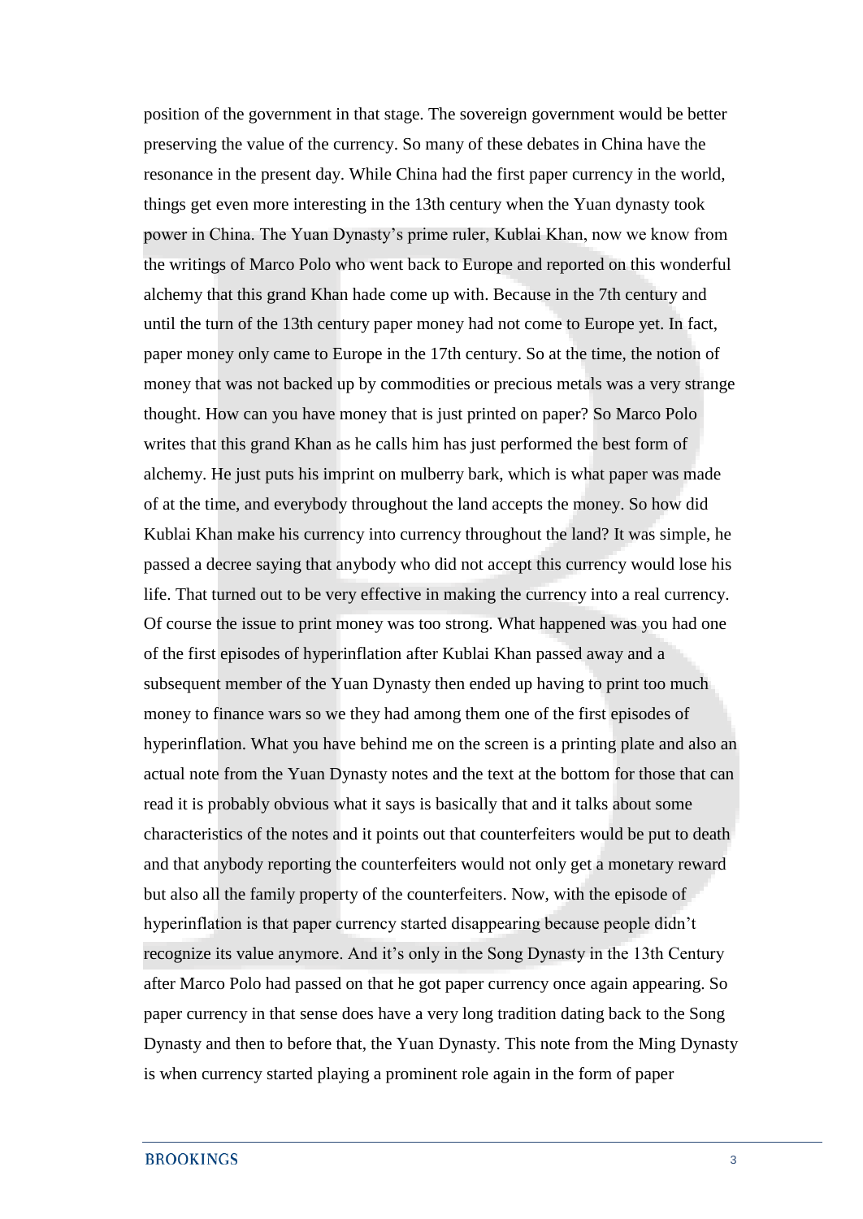position of the government in that stage. The sovereign government would be better preserving the value of the currency. So many of these debates in China have the resonance in the present day. While China had the first paper currency in the world, things get even more interesting in the 13th century when the Yuan dynasty took power in China. The Yuan Dynasty's prime ruler, Kublai Khan, now we know from the writings of Marco Polo who went back to Europe and reported on this wonderful alchemy that this grand Khan hade come up with. Because in the 7th century and until the turn of the 13th century paper money had not come to Europe yet. In fact, paper money only came to Europe in the 17th century. So at the time, the notion of money that was not backed up by commodities or precious metals was a very strange thought. How can you have money that is just printed on paper? So Marco Polo writes that this grand Khan as he calls him has just performed the best form of alchemy. He just puts his imprint on mulberry bark, which is what paper was made of at the time, and everybody throughout the land accepts the money. So how did Kublai Khan make his currency into currency throughout the land? It was simple, he passed a decree saying that anybody who did not accept this currency would lose his life. That turned out to be very effective in making the currency into a real currency. Of course the issue to print money was too strong. What happened was you had one of the first episodes of hyperinflation after Kublai Khan passed away and a subsequent member of the Yuan Dynasty then ended up having to print too much money to finance wars so we they had among them one of the first episodes of hyperinflation. What you have behind me on the screen is a printing plate and also an actual note from the Yuan Dynasty notes and the text at the bottom for those that can read it is probably obvious what it says is basically that and it talks about some characteristics of the notes and it points out that counterfeiters would be put to death and that anybody reporting the counterfeiters would not only get a monetary reward but also all the family property of the counterfeiters. Now, with the episode of hyperinflation is that paper currency started disappearing because people didn't recognize its value anymore. And it's only in the Song Dynasty in the 13th Century after Marco Polo had passed on that he got paper currency once again appearing. So paper currency in that sense does have a very long tradition dating back to the Song Dynasty and then to before that, the Yuan Dynasty. This note from the Ming Dynasty is when currency started playing a prominent role again in the form of paper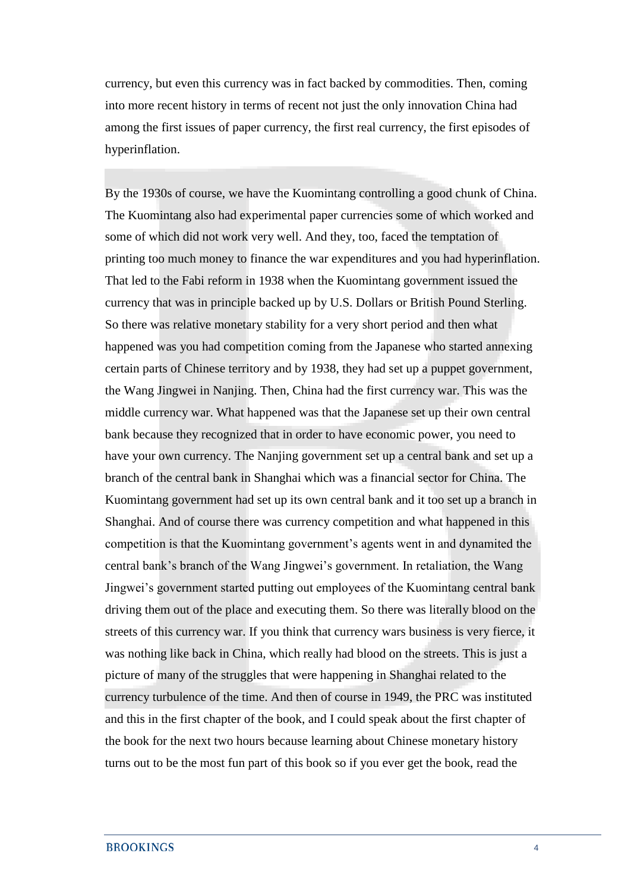currency, but even this currency was in fact backed by commodities. Then, coming into more recent history in terms of recent not just the only innovation China had among the first issues of paper currency, the first real currency, the first episodes of hyperinflation.

By the 1930s of course, we have the Kuomintang controlling a good chunk of China. The Kuomintang also had experimental paper currencies some of which worked and some of which did not work very well. And they, too, faced the temptation of printing too much money to finance the war expenditures and you had hyperinflation. That led to the Fabi reform in 1938 when the Kuomintang government issued the currency that was in principle backed up by U.S. Dollars or British Pound Sterling. So there was relative monetary stability for a very short period and then what happened was you had competition coming from the Japanese who started annexing certain parts of Chinese territory and by 1938, they had set up a puppet government, the Wang Jingwei in Nanjing. Then, China had the first currency war. This was the middle currency war. What happened was that the Japanese set up their own central bank because they recognized that in order to have economic power, you need to have your own currency. The Nanjing government set up a central bank and set up a branch of the central bank in Shanghai which was a financial sector for China. The Kuomintang government had set up its own central bank and it too set up a branch in Shanghai. And of course there was currency competition and what happened in this competition is that the Kuomintang government's agents went in and dynamited the central bank's branch of the Wang Jingwei's government. In retaliation, the Wang Jingwei's government started putting out employees of the Kuomintang central bank driving them out of the place and executing them. So there was literally blood on the streets of this currency war. If you think that currency wars business is very fierce, it was nothing like back in China, which really had blood on the streets. This is just a picture of many of the struggles that were happening in Shanghai related to the currency turbulence of the time. And then of course in 1949, the PRC was instituted and this in the first chapter of the book, and I could speak about the first chapter of the book for the next two hours because learning about Chinese monetary history turns out to be the most fun part of this book so if you ever get the book, read the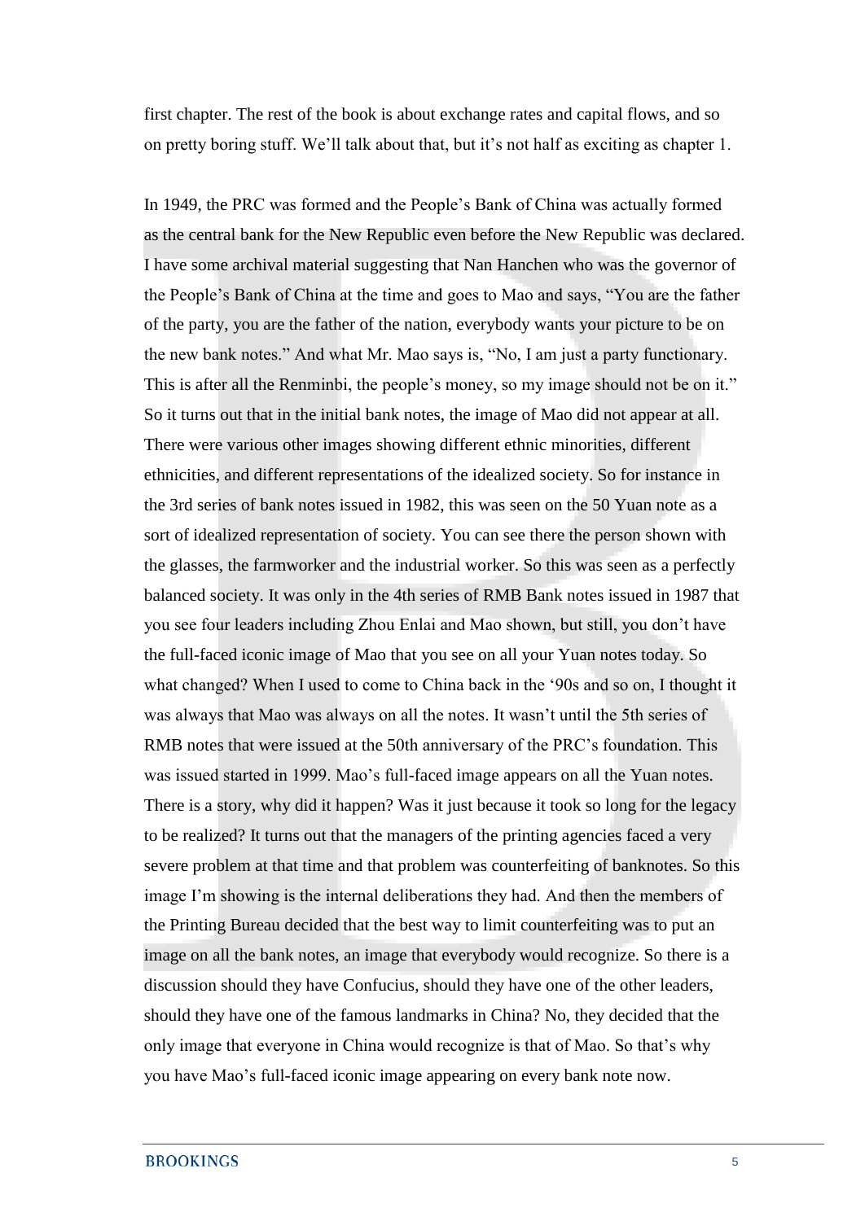first chapter. The rest of the book is about exchange rates and capital flows, and so on pretty boring stuff. We'll talk about that, but it's not half as exciting as chapter 1.

In 1949, the PRC was formed and the People's Bank of China was actually formed as the central bank for the New Republic even before the New Republic was declared. I have some archival material suggesting that Nan Hanchen who was the governor of the People's Bank of China at the time and goes to Mao and says, "You are the father of the party, you are the father of the nation, everybody wants your picture to be on the new bank notes." And what Mr. Mao says is, "No, I am just a party functionary. This is after all the Renminbi, the people's money, so my image should not be on it." So it turns out that in the initial bank notes, the image of Mao did not appear at all. There were various other images showing different ethnic minorities, different ethnicities, and different representations of the idealized society. So for instance in the 3rd series of bank notes issued in 1982, this was seen on the 50 Yuan note as a sort of idealized representation of society. You can see there the person shown with the glasses, the farmworker and the industrial worker. So this was seen as a perfectly balanced society. It was only in the 4th series of RMB Bank notes issued in 1987 that you see four leaders including Zhou Enlai and Mao shown, but still, you don't have the full-faced iconic image of Mao that you see on all your Yuan notes today. So what changed? When I used to come to China back in the '90s and so on, I thought it was always that Mao was always on all the notes. It wasn't until the 5th series of RMB notes that were issued at the 50th anniversary of the PRC's foundation. This was issued started in 1999. Mao's full-faced image appears on all the Yuan notes. There is a story, why did it happen? Was it just because it took so long for the legacy to be realized? It turns out that the managers of the printing agencies faced a very severe problem at that time and that problem was counterfeiting of banknotes. So this image I'm showing is the internal deliberations they had. And then the members of the Printing Bureau decided that the best way to limit counterfeiting was to put an image on all the bank notes, an image that everybody would recognize. So there is a discussion should they have Confucius, should they have one of the other leaders, should they have one of the famous landmarks in China? No, they decided that the only image that everyone in China would recognize is that of Mao. So that's why you have Mao's full-faced iconic image appearing on every bank note now.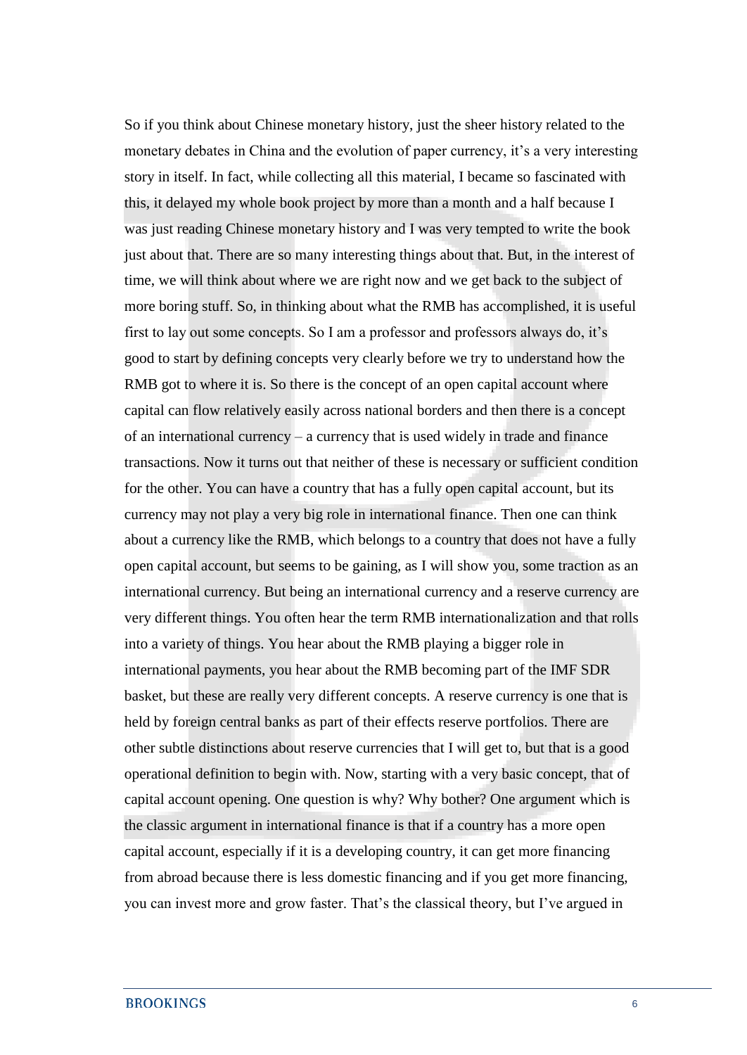So if you think about Chinese monetary history, just the sheer history related to the monetary debates in China and the evolution of paper currency, it's a very interesting story in itself. In fact, while collecting all this material, I became so fascinated with this, it delayed my whole book project by more than a month and a half because I was just reading Chinese monetary history and I was very tempted to write the book just about that. There are so many interesting things about that. But, in the interest of time, we will think about where we are right now and we get back to the subject of more boring stuff. So, in thinking about what the RMB has accomplished, it is useful first to lay out some concepts. So I am a professor and professors always do, it's good to start by defining concepts very clearly before we try to understand how the RMB got to where it is. So there is the concept of an open capital account where capital can flow relatively easily across national borders and then there is a concept of an international currency – a currency that is used widely in trade and finance transactions. Now it turns out that neither of these is necessary or sufficient condition for the other. You can have a country that has a fully open capital account, but its currency may not play a very big role in international finance. Then one can think about a currency like the RMB, which belongs to a country that does not have a fully open capital account, but seems to be gaining, as I will show you, some traction as an international currency. But being an international currency and a reserve currency are very different things. You often hear the term RMB internationalization and that rolls into a variety of things. You hear about the RMB playing a bigger role in international payments, you hear about the RMB becoming part of the IMF SDR basket, but these are really very different concepts. A reserve currency is one that is held by foreign central banks as part of their effects reserve portfolios. There are other subtle distinctions about reserve currencies that I will get to, but that is a good operational definition to begin with. Now, starting with a very basic concept, that of capital account opening. One question is why? Why bother? One argument which is the classic argument in international finance is that if a country has a more open capital account, especially if it is a developing country, it can get more financing from abroad because there is less domestic financing and if you get more financing, you can invest more and grow faster. That's the classical theory, but I've argued in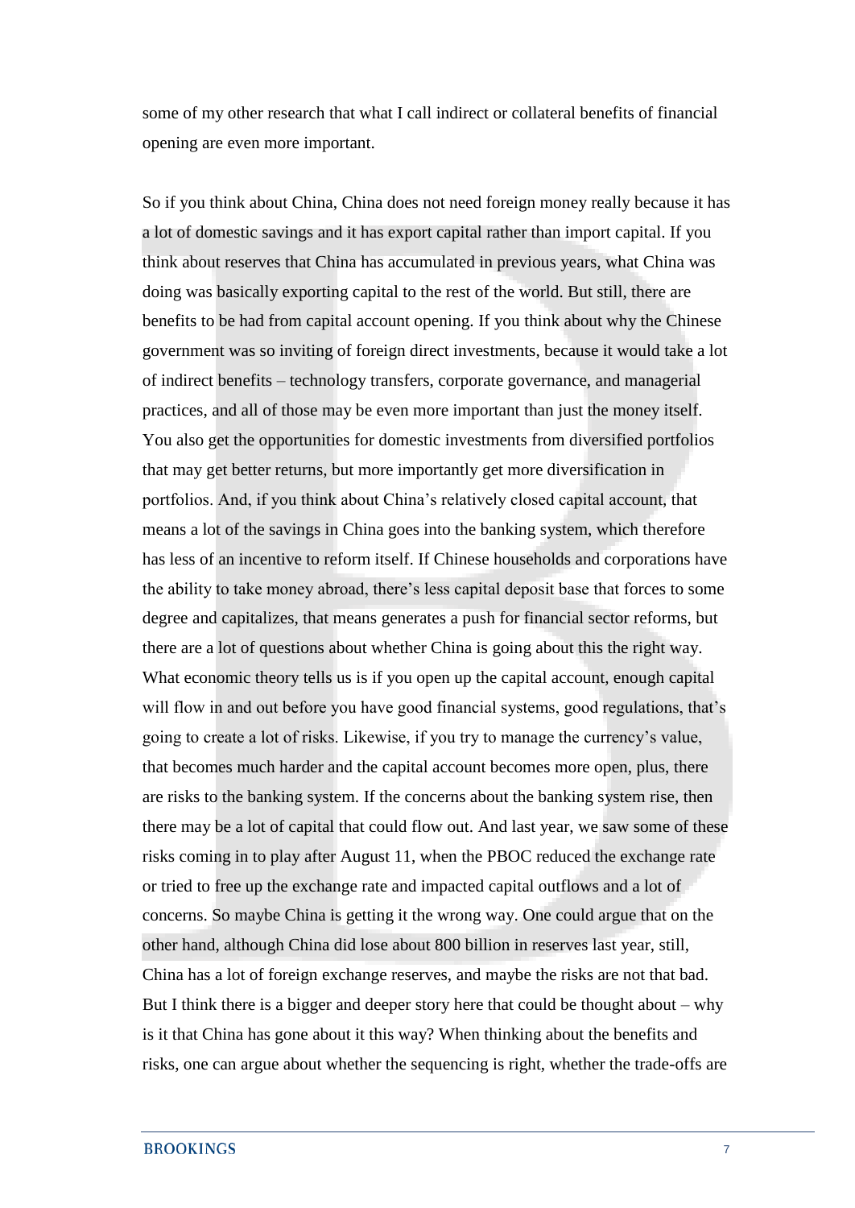some of my other research that what I call indirect or collateral benefits of financial opening are even more important.

So if you think about China, China does not need foreign money really because it has a lot of domestic savings and it has export capital rather than import capital. If you think about reserves that China has accumulated in previous years, what China was doing was basically exporting capital to the rest of the world. But still, there are benefits to be had from capital account opening. If you think about why the Chinese government was so inviting of foreign direct investments, because it would take a lot of indirect benefits – technology transfers, corporate governance, and managerial practices, and all of those may be even more important than just the money itself. You also get the opportunities for domestic investments from diversified portfolios that may get better returns, but more importantly get more diversification in portfolios. And, if you think about China's relatively closed capital account, that means a lot of the savings in China goes into the banking system, which therefore has less of an incentive to reform itself. If Chinese households and corporations have the ability to take money abroad, there's less capital deposit base that forces to some degree and capitalizes, that means generates a push for financial sector reforms, but there are a lot of questions about whether China is going about this the right way. What economic theory tells us is if you open up the capital account, enough capital will flow in and out before you have good financial systems, good regulations, that's going to create a lot of risks. Likewise, if you try to manage the currency's value, that becomes much harder and the capital account becomes more open, plus, there are risks to the banking system. If the concerns about the banking system rise, then there may be a lot of capital that could flow out. And last year, we saw some of these risks coming in to play after August 11, when the PBOC reduced the exchange rate or tried to free up the exchange rate and impacted capital outflows and a lot of concerns. So maybe China is getting it the wrong way. One could argue that on the other hand, although China did lose about 800 billion in reserves last year, still, China has a lot of foreign exchange reserves, and maybe the risks are not that bad. But I think there is a bigger and deeper story here that could be thought about – why is it that China has gone about it this way? When thinking about the benefits and risks, one can argue about whether the sequencing is right, whether the trade-offs are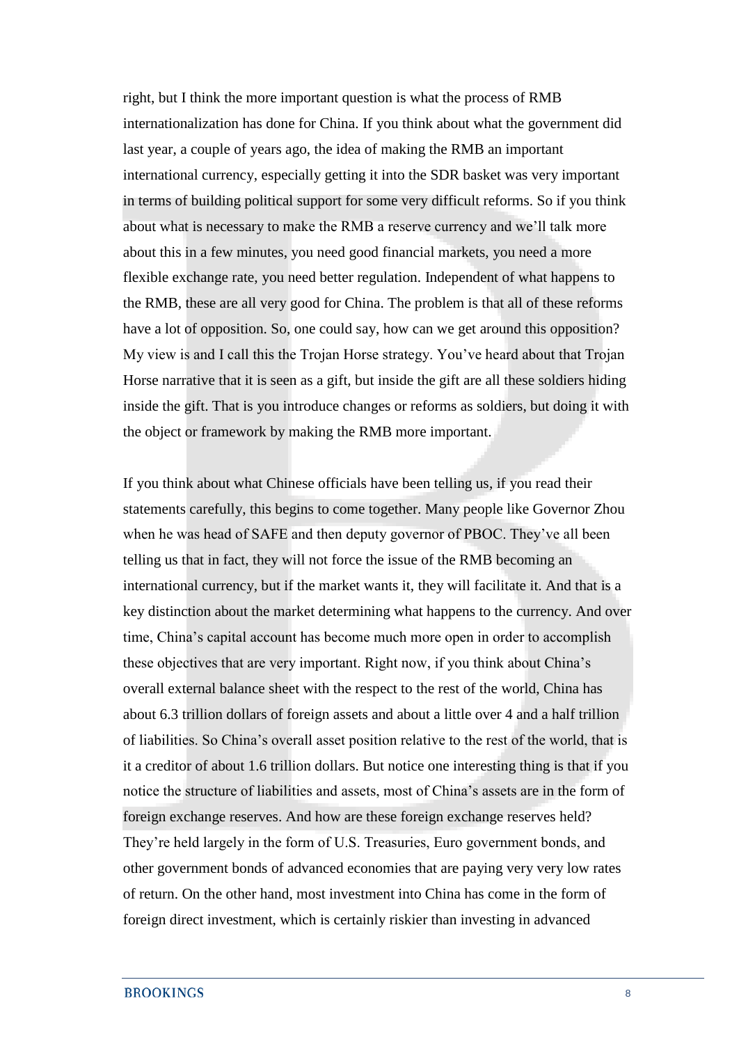right, but I think the more important question is what the process of RMB internationalization has done for China. If you think about what the government did last year, a couple of years ago, the idea of making the RMB an important international currency, especially getting it into the SDR basket was very important in terms of building political support for some very difficult reforms. So if you think about what is necessary to make the RMB a reserve currency and we'll talk more about this in a few minutes, you need good financial markets, you need a more flexible exchange rate, you need better regulation. Independent of what happens to the RMB, these are all very good for China. The problem is that all of these reforms have a lot of opposition. So, one could say, how can we get around this opposition? My view is and I call this the Trojan Horse strategy. You've heard about that Trojan Horse narrative that it is seen as a gift, but inside the gift are all these soldiers hiding inside the gift. That is you introduce changes or reforms as soldiers, but doing it with the object or framework by making the RMB more important.

If you think about what Chinese officials have been telling us, if you read their statements carefully, this begins to come together. Many people like Governor Zhou when he was head of SAFE and then deputy governor of PBOC. They've all been telling us that in fact, they will not force the issue of the RMB becoming an international currency, but if the market wants it, they will facilitate it. And that is a key distinction about the market determining what happens to the currency. And over time, China's capital account has become much more open in order to accomplish these objectives that are very important. Right now, if you think about China's overall external balance sheet with the respect to the rest of the world, China has about 6.3 trillion dollars of foreign assets and about a little over 4 and a half trillion of liabilities. So China's overall asset position relative to the rest of the world, that is it a creditor of about 1.6 trillion dollars. But notice one interesting thing is that if you notice the structure of liabilities and assets, most of China's assets are in the form of foreign exchange reserves. And how are these foreign exchange reserves held? They're held largely in the form of U.S. Treasuries, Euro government bonds, and other government bonds of advanced economies that are paying very very low rates of return. On the other hand, most investment into China has come in the form of foreign direct investment, which is certainly riskier than investing in advanced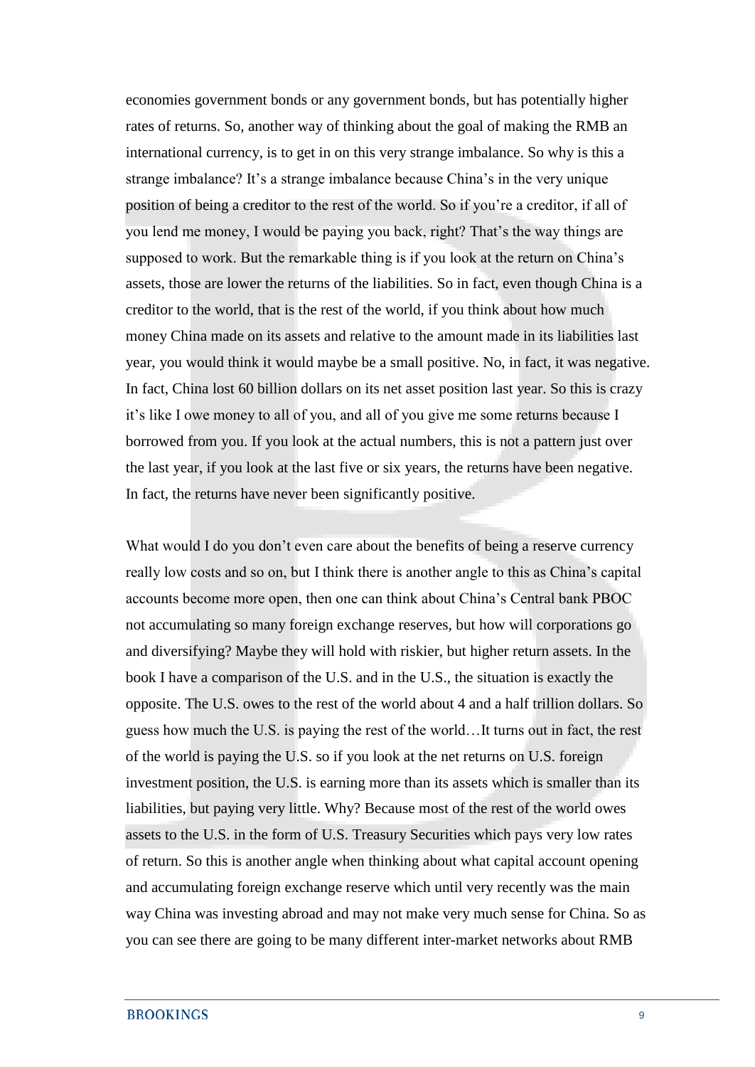economies government bonds or any government bonds, but has potentially higher rates of returns. So, another way of thinking about the goal of making the RMB an international currency, is to get in on this very strange imbalance. So why is this a strange imbalance? It's a strange imbalance because China's in the very unique position of being a creditor to the rest of the world. So if you're a creditor, if all of you lend me money, I would be paying you back, right? That's the way things are supposed to work. But the remarkable thing is if you look at the return on China's assets, those are lower the returns of the liabilities. So in fact, even though China is a creditor to the world, that is the rest of the world, if you think about how much money China made on its assets and relative to the amount made in its liabilities last year, you would think it would maybe be a small positive. No, in fact, it was negative. In fact, China lost 60 billion dollars on its net asset position last year. So this is crazy it's like I owe money to all of you, and all of you give me some returns because I borrowed from you. If you look at the actual numbers, this is not a pattern just over the last year, if you look at the last five or six years, the returns have been negative. In fact, the returns have never been significantly positive.

What would I do you don't even care about the benefits of being a reserve currency really low costs and so on, but I think there is another angle to this as China's capital accounts become more open, then one can think about China's Central bank PBOC not accumulating so many foreign exchange reserves, but how will corporations go and diversifying? Maybe they will hold with riskier, but higher return assets. In the book I have a comparison of the U.S. and in the U.S., the situation is exactly the opposite. The U.S. owes to the rest of the world about 4 and a half trillion dollars. So guess how much the U.S. is paying the rest of the world…It turns out in fact, the rest of the world is paying the U.S. so if you look at the net returns on U.S. foreign investment position, the U.S. is earning more than its assets which is smaller than its liabilities, but paying very little. Why? Because most of the rest of the world owes assets to the U.S. in the form of U.S. Treasury Securities which pays very low rates of return. So this is another angle when thinking about what capital account opening and accumulating foreign exchange reserve which until very recently was the main way China was investing abroad and may not make very much sense for China. So as you can see there are going to be many different inter-market networks about RMB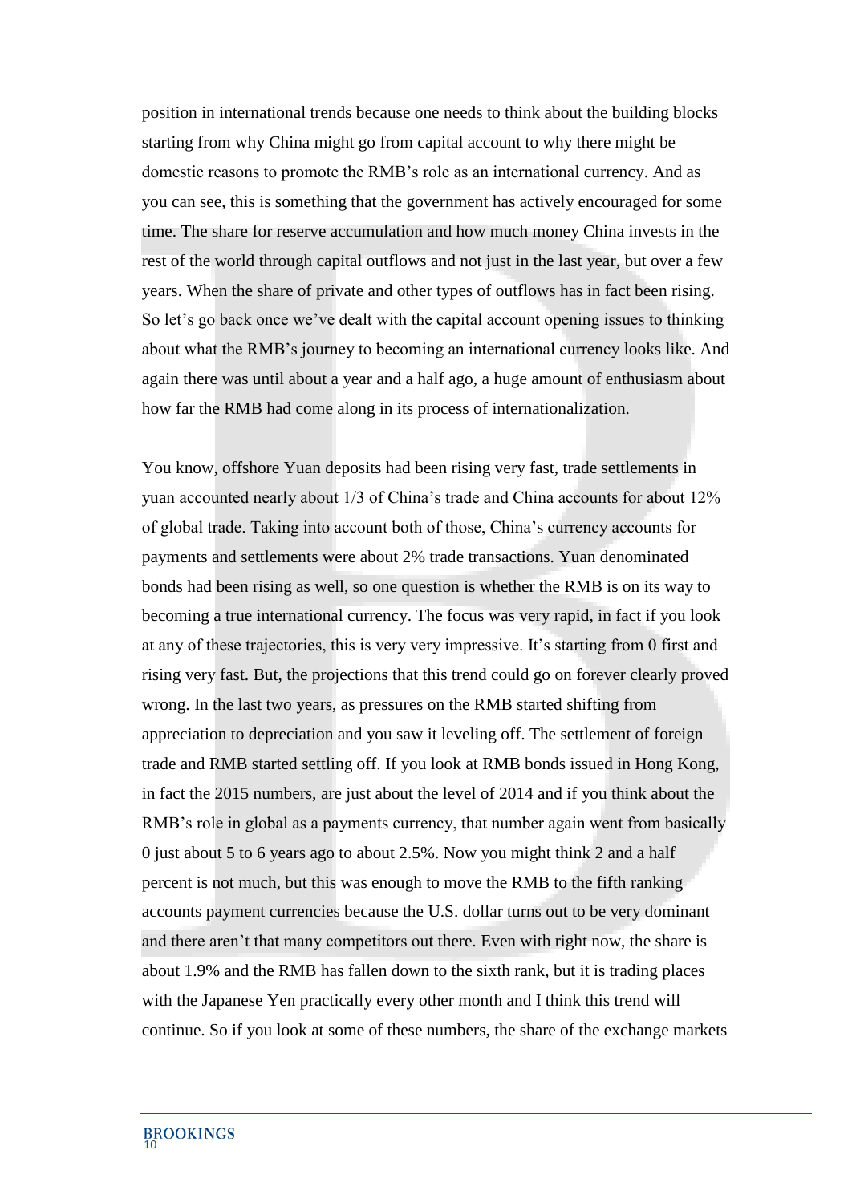position in international trends because one needs to think about the building blocks starting from why China might go from capital account to why there might be domestic reasons to promote the RMB's role as an international currency. And as you can see, this is something that the government has actively encouraged for some time. The share for reserve accumulation and how much money China invests in the rest of the world through capital outflows and not just in the last year, but over a few years. When the share of private and other types of outflows has in fact been rising. So let's go back once we've dealt with the capital account opening issues to thinking about what the RMB's journey to becoming an international currency looks like. And again there was until about a year and a half ago, a huge amount of enthusiasm about how far the RMB had come along in its process of internationalization.

You know, offshore Yuan deposits had been rising very fast, trade settlements in yuan accounted nearly about 1/3 of China's trade and China accounts for about 12% of global trade. Taking into account both of those, China's currency accounts for payments and settlements were about 2% trade transactions. Yuan denominated bonds had been rising as well, so one question is whether the RMB is on its way to becoming a true international currency. The focus was very rapid, in fact if you look at any of these trajectories, this is very very impressive. It's starting from 0 first and rising very fast. But, the projections that this trend could go on forever clearly proved wrong. In the last two years, as pressures on the RMB started shifting from appreciation to depreciation and you saw it leveling off. The settlement of foreign trade and RMB started settling off. If you look at RMB bonds issued in Hong Kong, in fact the 2015 numbers, are just about the level of 2014 and if you think about the RMB's role in global as a payments currency, that number again went from basically 0 just about 5 to 6 years ago to about 2.5%. Now you might think 2 and a half percent is not much, but this was enough to move the RMB to the fifth ranking accounts payment currencies because the U.S. dollar turns out to be very dominant and there aren't that many competitors out there. Even with right now, the share is about 1.9% and the RMB has fallen down to the sixth rank, but it is trading places with the Japanese Yen practically every other month and I think this trend will continue. So if you look at some of these numbers, the share of the exchange markets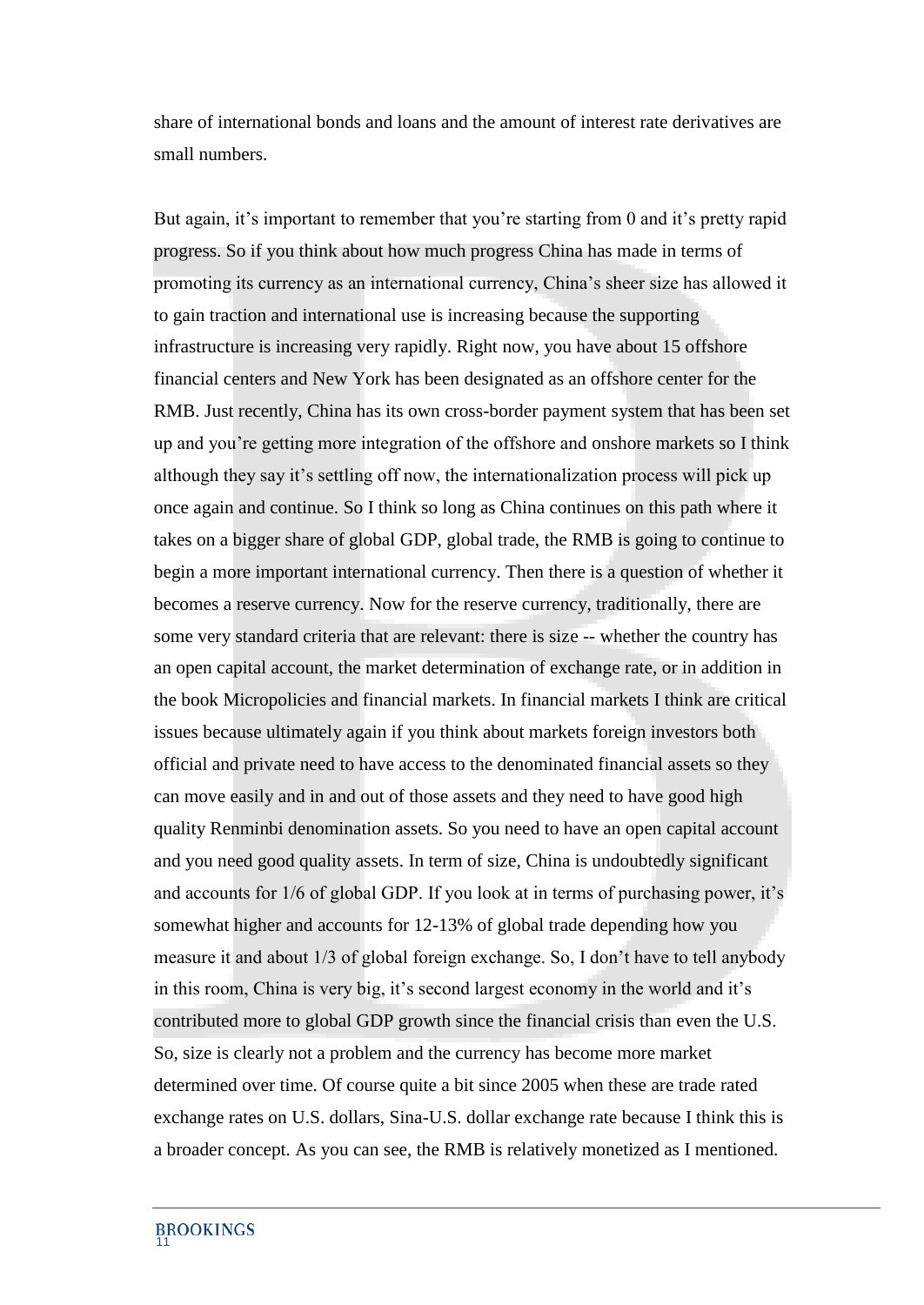share of international bonds and loans and the amount of interest rate derivatives are small numbers.

But again, it's important to remember that you're starting from 0 and it's pretty rapid progress. So if you think about how much progress China has made in terms of promoting its currency as an international currency, China's sheer size has allowed it to gain traction and international use is increasing because the supporting infrastructure is increasing very rapidly. Right now, you have about 15 offshore financial centers and New York has been designated as an offshore center for the RMB. Just recently, China has its own cross-border payment system that has been set up and you're getting more integration of the offshore and onshore markets so I think although they say it's settling off now, the internationalization process will pick up once again and continue. So I think so long as China continues on this path where it takes on a bigger share of global GDP, global trade, the RMB is going to continue to begin a more important international currency. Then there is a question of whether it becomes a reserve currency. Now for the reserve currency, traditionally, there are some very standard criteria that are relevant: there is size -- whether the country has an open capital account, the market determination of exchange rate, or in addition in the book Micropolicies and financial markets. In financial markets I think are critical issues because ultimately again if you think about markets foreign investors both official and private need to have access to the denominated financial assets so they can move easily and in and out of those assets and they need to have good high quality Renminbi denomination assets. So you need to have an open capital account and you need good quality assets. In term of size, China is undoubtedly significant and accounts for 1/6 of global GDP. If you look at in terms of purchasing power, it's somewhat higher and accounts for 12-13% of global trade depending how you measure it and about 1/3 of global foreign exchange. So, I don't have to tell anybody in this room, China is very big, it's second largest economy in the world and it's contributed more to global GDP growth since the financial crisis than even the U.S. So, size is clearly not a problem and the currency has become more market determined over time. Of course quite a bit since 2005 when these are trade rated exchange rates on U.S. dollars, Sina-U.S. dollar exchange rate because I think this is a broader concept. As you can see, the RMB is relatively monetized as I mentioned.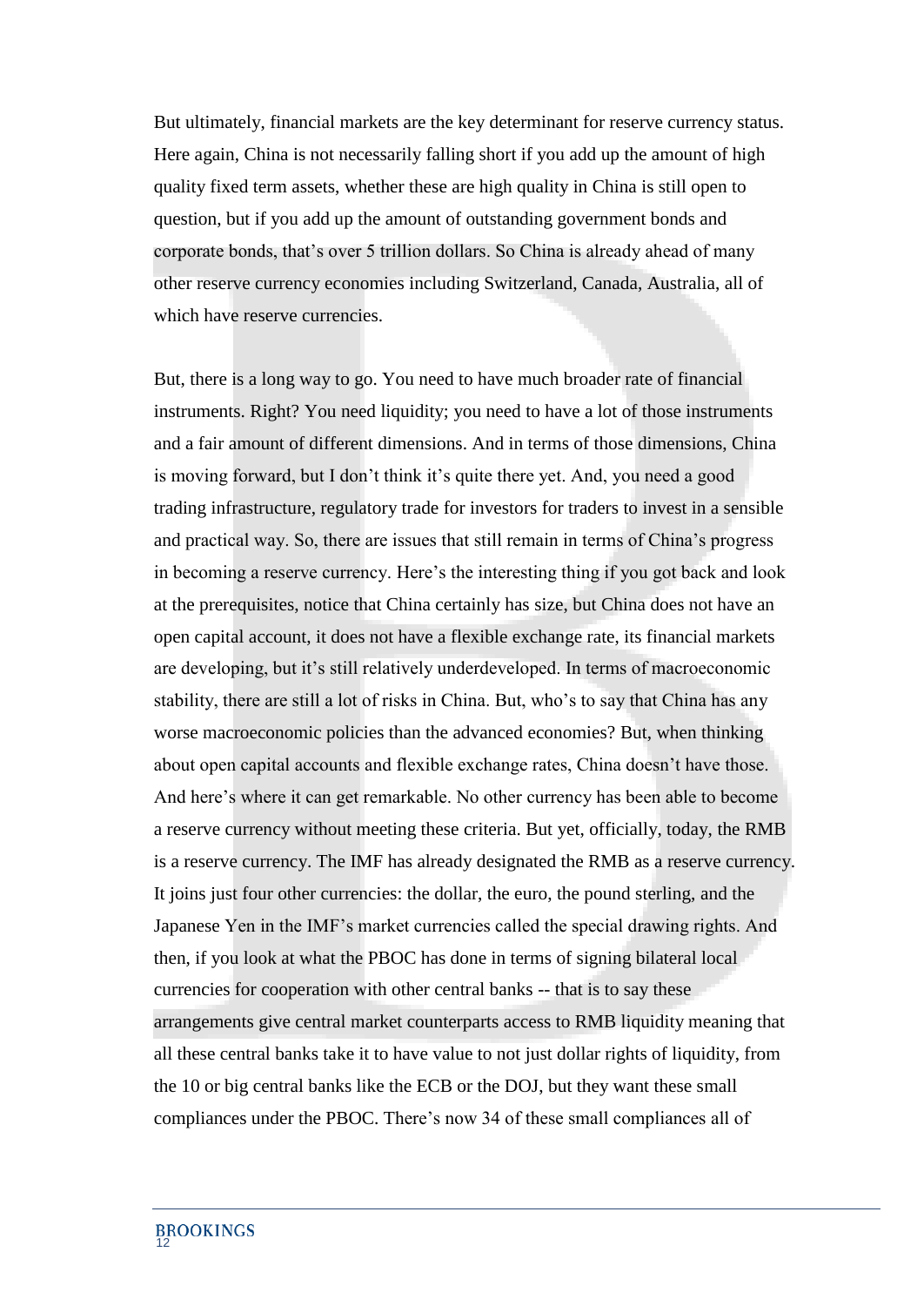But ultimately, financial markets are the key determinant for reserve currency status. Here again, China is not necessarily falling short if you add up the amount of high quality fixed term assets, whether these are high quality in China is still open to question, but if you add up the amount of outstanding government bonds and corporate bonds, that's over 5 trillion dollars. So China is already ahead of many other reserve currency economies including Switzerland, Canada, Australia, all of which have reserve currencies.

But, there is a long way to go. You need to have much broader rate of financial instruments. Right? You need liquidity; you need to have a lot of those instruments and a fair amount of different dimensions. And in terms of those dimensions, China is moving forward, but I don't think it's quite there yet. And, you need a good trading infrastructure, regulatory trade for investors for traders to invest in a sensible and practical way. So, there are issues that still remain in terms of China's progress in becoming a reserve currency. Here's the interesting thing if you got back and look at the prerequisites, notice that China certainly has size, but China does not have an open capital account, it does not have a flexible exchange rate, its financial markets are developing, but it's still relatively underdeveloped. In terms of macroeconomic stability, there are still a lot of risks in China. But, who's to say that China has any worse macroeconomic policies than the advanced economies? But, when thinking about open capital accounts and flexible exchange rates, China doesn't have those. And here's where it can get remarkable. No other currency has been able to become a reserve currency without meeting these criteria. But yet, officially, today, the RMB is a reserve currency. The IMF has already designated the RMB as a reserve currency. It joins just four other currencies: the dollar, the euro, the pound sterling, and the Japanese Yen in the IMF's market currencies called the special drawing rights. And then, if you look at what the PBOC has done in terms of signing bilateral local currencies for cooperation with other central banks -- that is to say these arrangements give central market counterparts access to RMB liquidity meaning that all these central banks take it to have value to not just dollar rights of liquidity, from the 10 or big central banks like the ECB or the DOJ, but they want these small compliances under the PBOC. There's now 34 of these small compliances all of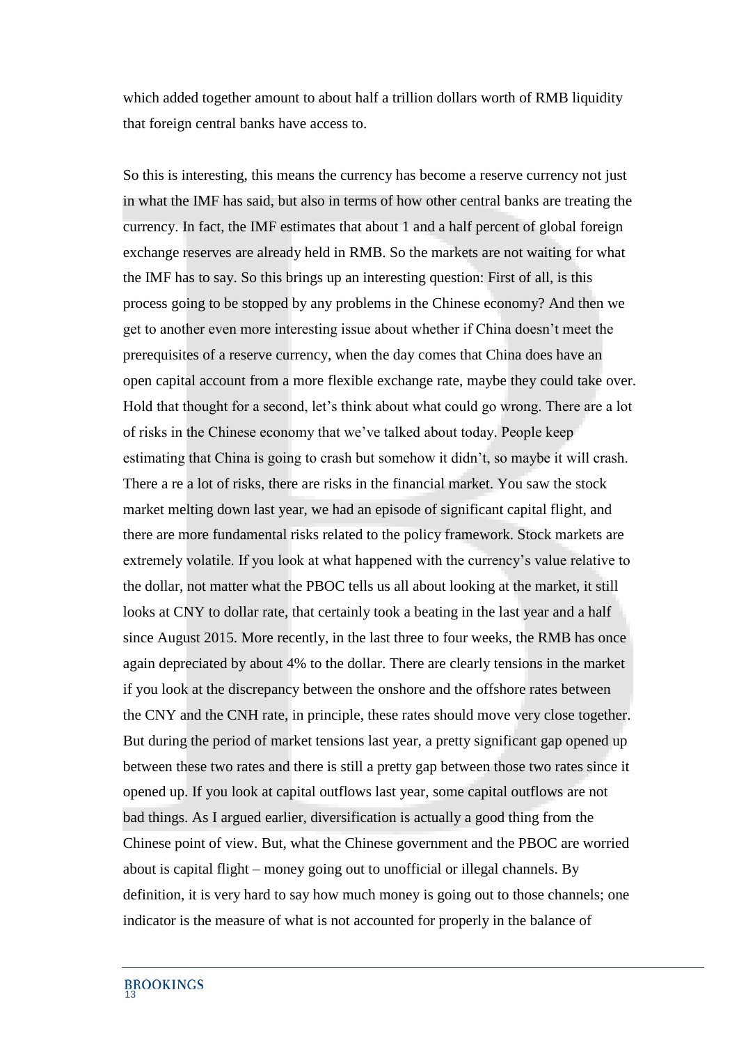which added together amount to about half a trillion dollars worth of RMB liquidity that foreign central banks have access to.

So this is interesting, this means the currency has become a reserve currency not just in what the IMF has said, but also in terms of how other central banks are treating the currency. In fact, the IMF estimates that about 1 and a half percent of global foreign exchange reserves are already held in RMB. So the markets are not waiting for what the IMF has to say. So this brings up an interesting question: First of all, is this process going to be stopped by any problems in the Chinese economy? And then we get to another even more interesting issue about whether if China doesn't meet the prerequisites of a reserve currency, when the day comes that China does have an open capital account from a more flexible exchange rate, maybe they could take over. Hold that thought for a second, let's think about what could go wrong. There are a lot of risks in the Chinese economy that we've talked about today. People keep estimating that China is going to crash but somehow it didn't, so maybe it will crash. There a re a lot of risks, there are risks in the financial market. You saw the stock market melting down last year, we had an episode of significant capital flight, and there are more fundamental risks related to the policy framework. Stock markets are extremely volatile. If you look at what happened with the currency's value relative to the dollar, not matter what the PBOC tells us all about looking at the market, it still looks at CNY to dollar rate, that certainly took a beating in the last year and a half since August 2015. More recently, in the last three to four weeks, the RMB has once again depreciated by about 4% to the dollar. There are clearly tensions in the market if you look at the discrepancy between the onshore and the offshore rates between the CNY and the CNH rate, in principle, these rates should move very close together. But during the period of market tensions last year, a pretty significant gap opened up between these two rates and there is still a pretty gap between those two rates since it opened up. If you look at capital outflows last year, some capital outflows are not bad things. As I argued earlier, diversification is actually a good thing from the Chinese point of view. But, what the Chinese government and the PBOC are worried about is capital flight – money going out to unofficial or illegal channels. By definition, it is very hard to say how much money is going out to those channels; one indicator is the measure of what is not accounted for properly in the balance of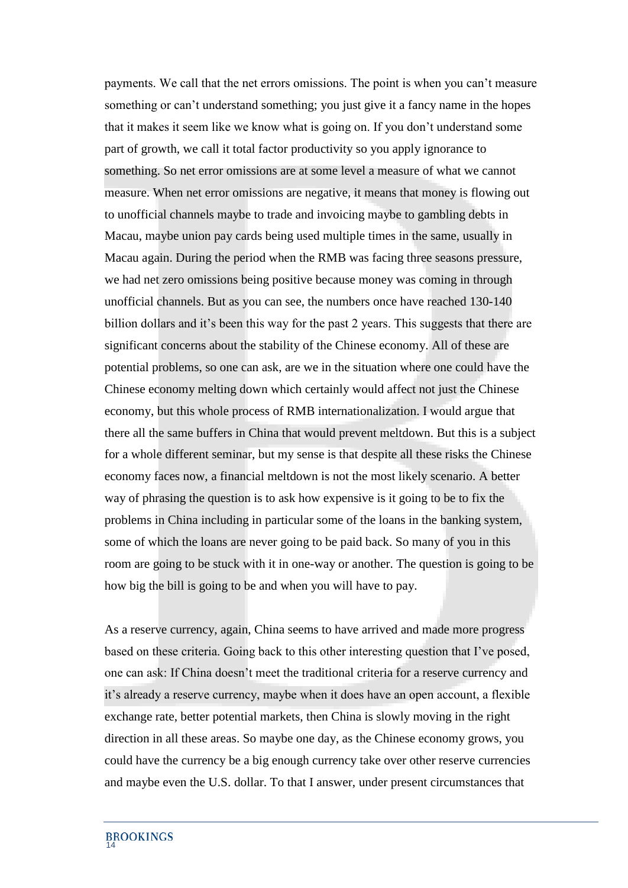payments. We call that the net errors omissions. The point is when you can't measure something or can't understand something; you just give it a fancy name in the hopes that it makes it seem like we know what is going on. If you don't understand some part of growth, we call it total factor productivity so you apply ignorance to something. So net error omissions are at some level a measure of what we cannot measure. When net error omissions are negative, it means that money is flowing out to unofficial channels maybe to trade and invoicing maybe to gambling debts in Macau, maybe union pay cards being used multiple times in the same, usually in Macau again. During the period when the RMB was facing three seasons pressure, we had net zero omissions being positive because money was coming in through unofficial channels. But as you can see, the numbers once have reached 130-140 billion dollars and it's been this way for the past 2 years. This suggests that there are significant concerns about the stability of the Chinese economy. All of these are potential problems, so one can ask, are we in the situation where one could have the Chinese economy melting down which certainly would affect not just the Chinese economy, but this whole process of RMB internationalization. I would argue that there all the same buffers in China that would prevent meltdown. But this is a subject for a whole different seminar, but my sense is that despite all these risks the Chinese economy faces now, a financial meltdown is not the most likely scenario. A better way of phrasing the question is to ask how expensive is it going to be to fix the problems in China including in particular some of the loans in the banking system, some of which the loans are never going to be paid back. So many of you in this room are going to be stuck with it in one-way or another. The question is going to be how big the bill is going to be and when you will have to pay.

As a reserve currency, again, China seems to have arrived and made more progress based on these criteria. Going back to this other interesting question that I've posed, one can ask: If China doesn't meet the traditional criteria for a reserve currency and it's already a reserve currency, maybe when it does have an open account, a flexible exchange rate, better potential markets, then China is slowly moving in the right direction in all these areas. So maybe one day, as the Chinese economy grows, you could have the currency be a big enough currency take over other reserve currencies and maybe even the U.S. dollar. To that I answer, under present circumstances that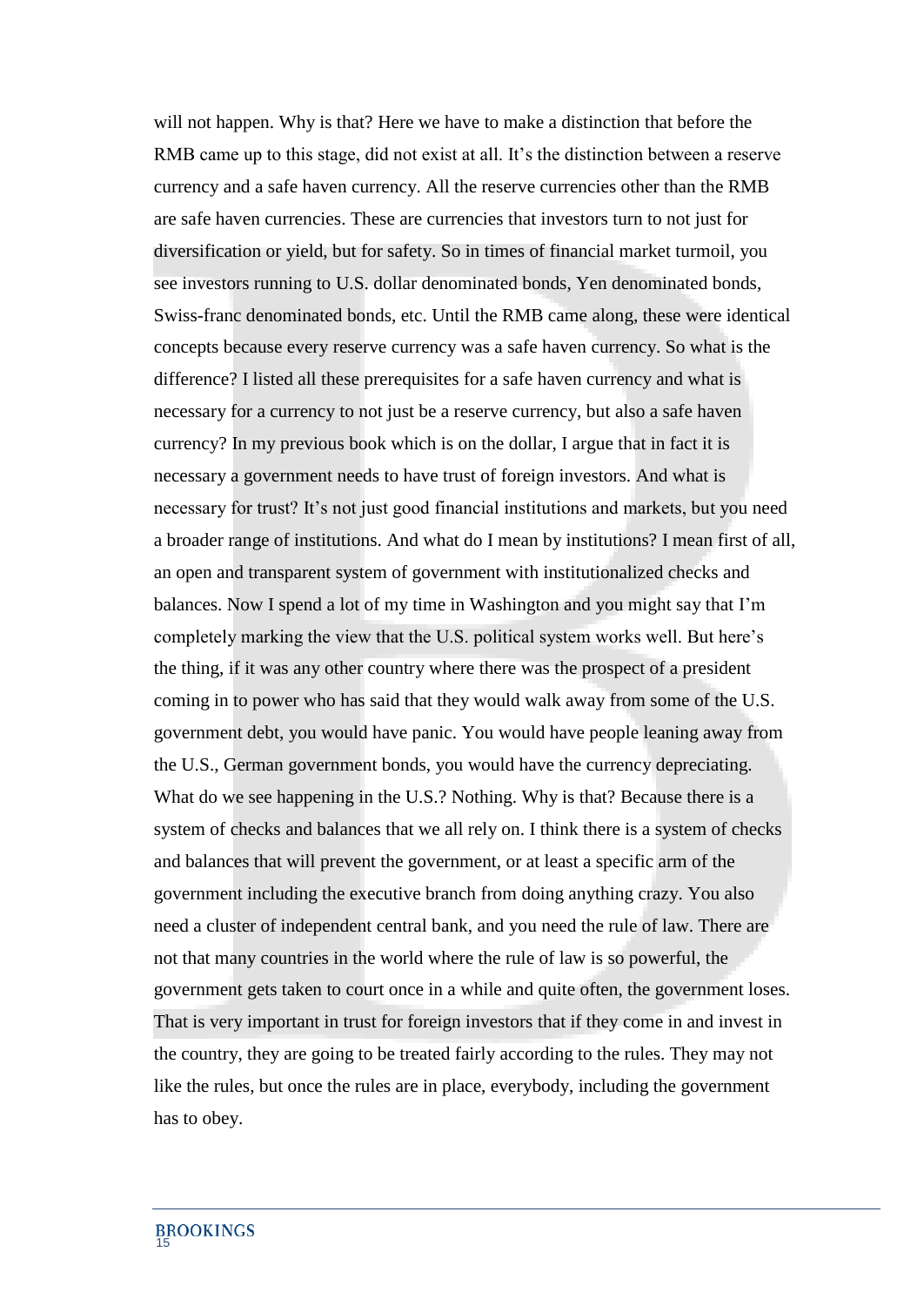will not happen. Why is that? Here we have to make a distinction that before the RMB came up to this stage, did not exist at all. It's the distinction between a reserve currency and a safe haven currency. All the reserve currencies other than the RMB are safe haven currencies. These are currencies that investors turn to not just for diversification or yield, but for safety. So in times of financial market turmoil, you see investors running to U.S. dollar denominated bonds, Yen denominated bonds, Swiss-franc denominated bonds, etc. Until the RMB came along, these were identical concepts because every reserve currency was a safe haven currency. So what is the difference? I listed all these prerequisites for a safe haven currency and what is necessary for a currency to not just be a reserve currency, but also a safe haven currency? In my previous book which is on the dollar, I argue that in fact it is necessary a government needs to have trust of foreign investors. And what is necessary for trust? It's not just good financial institutions and markets, but you need a broader range of institutions. And what do I mean by institutions? I mean first of all, an open and transparent system of government with institutionalized checks and balances. Now I spend a lot of my time in Washington and you might say that I'm completely marking the view that the U.S. political system works well. But here's the thing, if it was any other country where there was the prospect of a president coming in to power who has said that they would walk away from some of the U.S. government debt, you would have panic. You would have people leaning away from the U.S., German government bonds, you would have the currency depreciating. What do we see happening in the U.S.? Nothing. Why is that? Because there is a system of checks and balances that we all rely on. I think there is a system of checks and balances that will prevent the government, or at least a specific arm of the government including the executive branch from doing anything crazy. You also need a cluster of independent central bank, and you need the rule of law. There are not that many countries in the world where the rule of law is so powerful, the government gets taken to court once in a while and quite often, the government loses. That is very important in trust for foreign investors that if they come in and invest in the country, they are going to be treated fairly according to the rules. They may not like the rules, but once the rules are in place, everybody, including the government has to obey.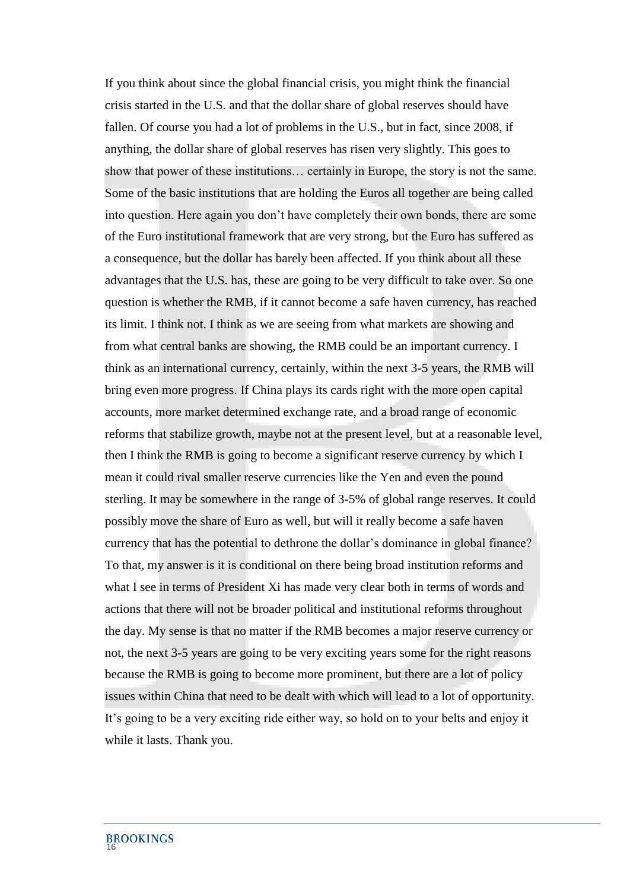If you think about since the global financial crisis, you might think the financial crisis started in the U.S. and that the dollar share of global reserves should have fallen. Of course you had a lot of problems in the U.S., but in fact, since 2008, if anything, the dollar share of global reserves has risen very slightly. This goes to show that power of these institutions… certainly in Europe, the story is not the same. Some of the basic institutions that are holding the Euros all together are being called into question. Here again you don't have completely their own bonds, there are some of the Euro institutional framework that are very strong, but the Euro has suffered as a consequence, but the dollar has barely been affected. If you think about all these advantages that the U.S. has, these are going to be very difficult to take over. So one question is whether the RMB, if it cannot become a safe haven currency, has reached its limit. I think not. I think as we are seeing from what markets are showing and from what central banks are showing, the RMB could be an important currency. I think as an international currency, certainly, within the next 3-5 years, the RMB will bring even more progress. If China plays its cards right with the more open capital accounts, more market determined exchange rate, and a broad range of economic reforms that stabilize growth, maybe not at the present level, but at a reasonable level, then I think the RMB is going to become a significant reserve currency by which I mean it could rival smaller reserve currencies like the Yen and even the pound sterling. It may be somewhere in the range of 3-5% of global range reserves. It could possibly move the share of Euro as well, but will it really become a safe haven currency that has the potential to dethrone the dollar's dominance in global finance? To that, my answer is it is conditional on there being broad institution reforms and what I see in terms of President Xi has made very clear both in terms of words and actions that there will not be broader political and institutional reforms throughout the day. My sense is that no matter if the RMB becomes a major reserve currency or not, the next 3-5 years are going to be very exciting years some for the right reasons because the RMB is going to become more prominent, but there are a lot of policy issues within China that need to be dealt with which will lead to a lot of opportunity. It's going to be a very exciting ride either way, so hold on to your belts and enjoy it while it lasts. Thank you.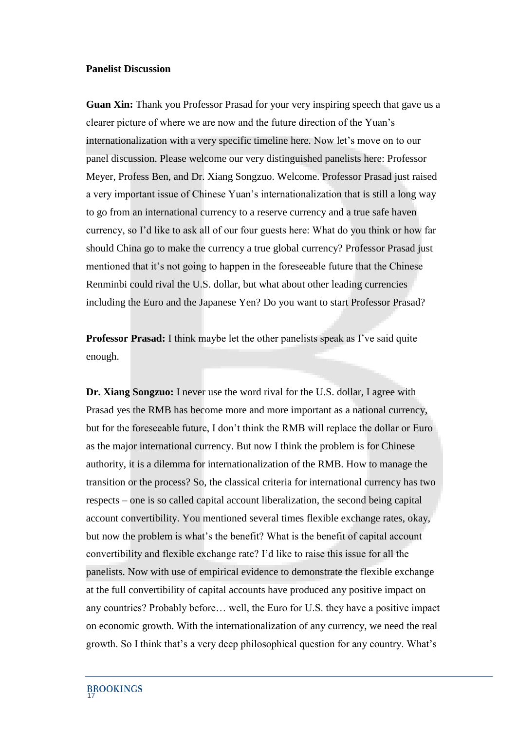**Panelist Discussion**

**Guan Xin:** Thank you Professor Prasad for your very inspiring speech that gave us a clearer picture of where we are now and the future direction of the Yuan's internationalization with a very specific timeline here. Now let's move on to our panel discussion. Please welcome our very distinguished panelists here: Professor Meyer, Profess Ben, and Dr. Xiang Songzuo. Welcome. Professor Prasad just raised a very important issue of Chinese Yuan's internationalization that is still a long way to go from an international currency to a reserve currency and a true safe haven currency, so I'd like to ask all of our four guests here: What do you think or how far should China go to make the currency a true global currency? Professor Prasad just mentioned that it's not going to happen in the foreseeable future that the Chinese Renminbi could rival the U.S. dollar, but what about other leading currencies including the Euro and the Japanese Yen? Do you want to start Professor Prasad?

**Professor Prasad:** I think maybe let the other panelists speak as I've said quite enough.

**Dr. Xiang Songzuo:** I never use the word rival for the U.S. dollar, I agree with Prasad yes the RMB has become more and more important as a national currency, but for the foreseeable future, I don't think the RMB will replace the dollar or Euro as the major international currency. But now I think the problem is for Chinese authority, it is a dilemma for internationalization of the RMB. How to manage the transition or the process? So, the classical criteria for international currency has two respects – one is so called capital account liberalization, the second being capital account convertibility. You mentioned several times flexible exchange rates, okay, but now the problem is what's the benefit? What is the benefit of capital account convertibility and flexible exchange rate? I'd like to raise this issue for all the panelists. Now with use of empirical evidence to demonstrate the flexible exchange at the full convertibility of capital accounts have produced any positive impact on any countries? Probably before… well, the Euro for U.S. they have a positive impact on economic growth. With the internationalization of any currency, we need the real growth. So I think that's a very deep philosophical question for any country. What's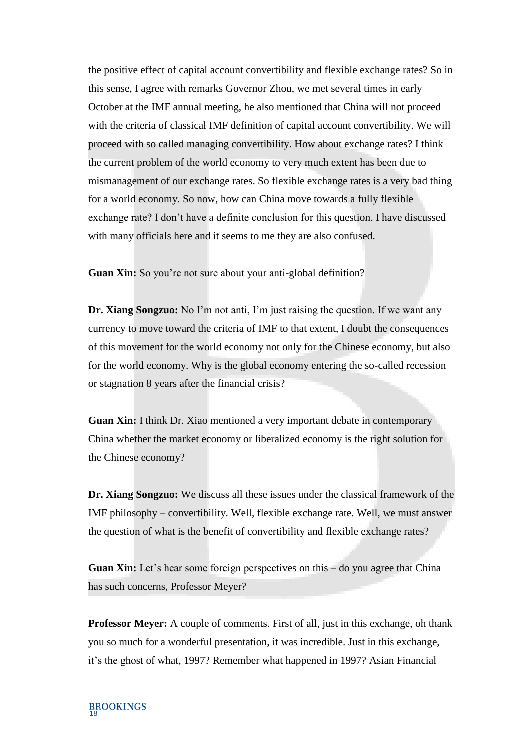the positive effect of capital account convertibility and flexible exchange rates? So in this sense, I agree with remarks Governor Zhou, we met several times in early October at the IMF annual meeting, he also mentioned that China will not proceed with the criteria of classical IMF definition of capital account convertibility. We will proceed with so called managing convertibility. How about exchange rates? I think the current problem of the world economy to very much extent has been due to mismanagement of our exchange rates. So flexible exchange rates is a very bad thing for a world economy. So now, how can China move towards a fully flexible exchange rate? I don't have a definite conclusion for this question. I have discussed with many officials here and it seems to me they are also confused.

**Guan Xin:** So you're not sure about your anti-global definition?

**Dr. Xiang Songzuo:** No I'm not anti, I'm just raising the question. If we want any currency to move toward the criteria of IMF to that extent, I doubt the consequences of this movement for the world economy not only for the Chinese economy, but also for the world economy. Why is the global economy entering the so-called recession or stagnation 8 years after the financial crisis?

**Guan Xin:** I think Dr. Xiao mentioned a very important debate in contemporary China whether the market economy or liberalized economy is the right solution for the Chinese economy?

**Dr. Xiang Songzuo:** We discuss all these issues under the classical framework of the IMF philosophy – convertibility. Well, flexible exchange rate. Well, we must answer the question of what is the benefit of convertibility and flexible exchange rates?

**Guan Xin:** Let's hear some foreign perspectives on this – do you agree that China has such concerns, Professor Meyer?

**Professor Meyer:** A couple of comments. First of all, just in this exchange, oh thank you so much for a wonderful presentation, it was incredible. Just in this exchange, it's the ghost of what, 1997? Remember what happened in 1997? Asian Financial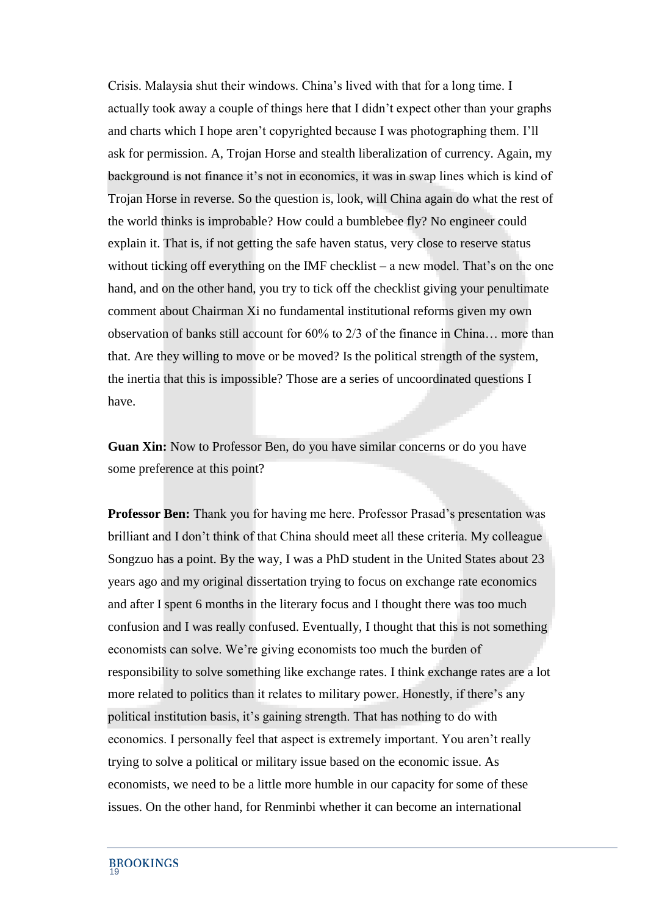Crisis. Malaysia shut their windows. China's lived with that for a long time. I actually took away a couple of things here that I didn't expect other than your graphs and charts which I hope aren't copyrighted because I was photographing them. I'll ask for permission. A, Trojan Horse and stealth liberalization of currency. Again, my background is not finance it's not in economics, it was in swap lines which is kind of Trojan Horse in reverse. So the question is, look, will China again do what the rest of the world thinks is improbable? How could a bumblebee fly? No engineer could explain it. That is, if not getting the safe haven status, very close to reserve status without ticking off everything on the IMF checklist – a new model. That's on the one hand, and on the other hand, you try to tick off the checklist giving your penultimate comment about Chairman Xi no fundamental institutional reforms given my own observation of banks still account for 60% to 2/3 of the finance in China… more than that. Are they willing to move or be moved? Is the political strength of the system, the inertia that this is impossible? Those are a series of uncoordinated questions I have.

**Guan Xin:** Now to Professor Ben, do you have similar concerns or do you have some preference at this point?

**Professor Ben:** Thank you for having me here. Professor Prasad's presentation was brilliant and I don't think of that China should meet all these criteria. My colleague Songzuo has a point. By the way, I was a PhD student in the United States about 23 years ago and my original dissertation trying to focus on exchange rate economics and after I spent 6 months in the literary focus and I thought there was too much confusion and I was really confused. Eventually, I thought that this is not something economists can solve. We're giving economists too much the burden of responsibility to solve something like exchange rates. I think exchange rates are a lot more related to politics than it relates to military power. Honestly, if there's any political institution basis, it's gaining strength. That has nothing to do with economics. I personally feel that aspect is extremely important. You aren't really trying to solve a political or military issue based on the economic issue. As economists, we need to be a little more humble in our capacity for some of these issues. On the other hand, for Renminbi whether it can become an international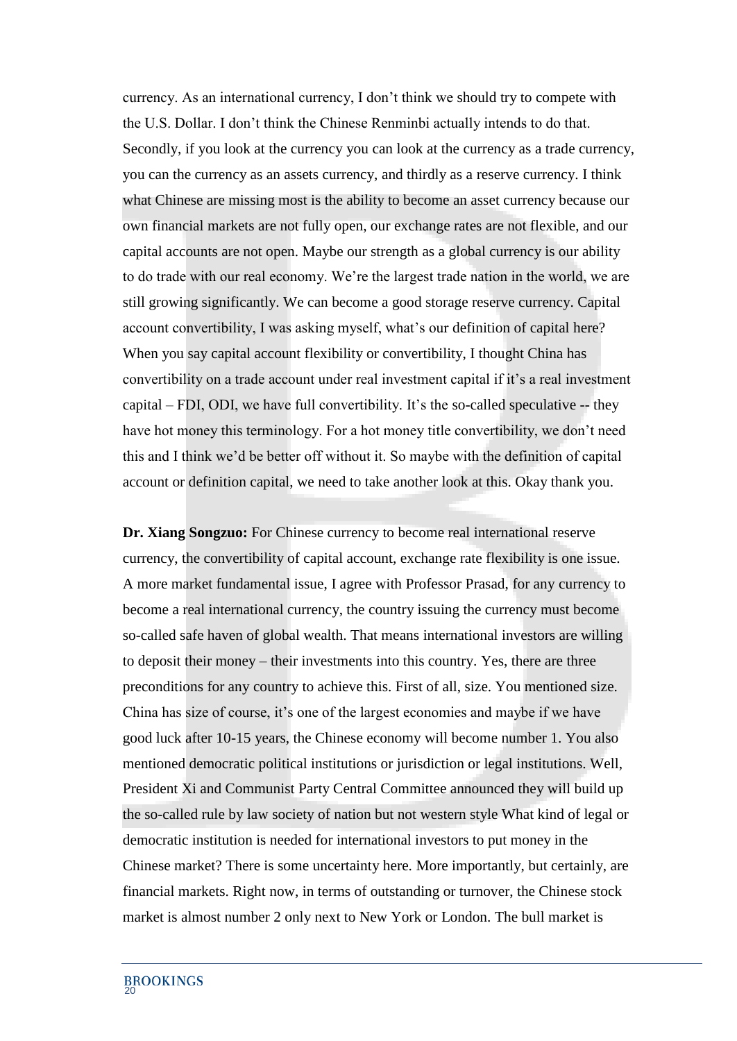currency. As an international currency, I don't think we should try to compete with the U.S. Dollar. I don't think the Chinese Renminbi actually intends to do that. Secondly, if you look at the currency you can look at the currency as a trade currency, you can the currency as an assets currency, and thirdly as a reserve currency. I think what Chinese are missing most is the ability to become an asset currency because our own financial markets are not fully open, our exchange rates are not flexible, and our capital accounts are not open. Maybe our strength as a global currency is our ability to do trade with our real economy. We're the largest trade nation in the world, we are still growing significantly. We can become a good storage reserve currency. Capital account convertibility, I was asking myself, what's our definition of capital here? When you say capital account flexibility or convertibility, I thought China has convertibility on a trade account under real investment capital if it's a real investment capital – FDI, ODI, we have full convertibility. It's the so-called speculative -- they have hot money this terminology. For a hot money title convertibility, we don't need this and I think we'd be better off without it. So maybe with the definition of capital account or definition capital, we need to take another look at this. Okay thank you.

**Dr. Xiang Songzuo:** For Chinese currency to become real international reserve currency, the convertibility of capital account, exchange rate flexibility is one issue. A more market fundamental issue, I agree with Professor Prasad, for any currency to become a real international currency, the country issuing the currency must become so-called safe haven of global wealth. That means international investors are willing to deposit their money – their investments into this country. Yes, there are three preconditions for any country to achieve this. First of all, size. You mentioned size. China has size of course, it's one of the largest economies and maybe if we have good luck after 10-15 years, the Chinese economy will become number 1. You also mentioned democratic political institutions or jurisdiction or legal institutions. Well, President Xi and Communist Party Central Committee announced they will build up the so-called rule by law society of nation but not western style What kind of legal or democratic institution is needed for international investors to put money in the Chinese market? There is some uncertainty here. More importantly, but certainly, are financial markets. Right now, in terms of outstanding or turnover, the Chinese stock market is almost number 2 only next to New York or London. The bull market is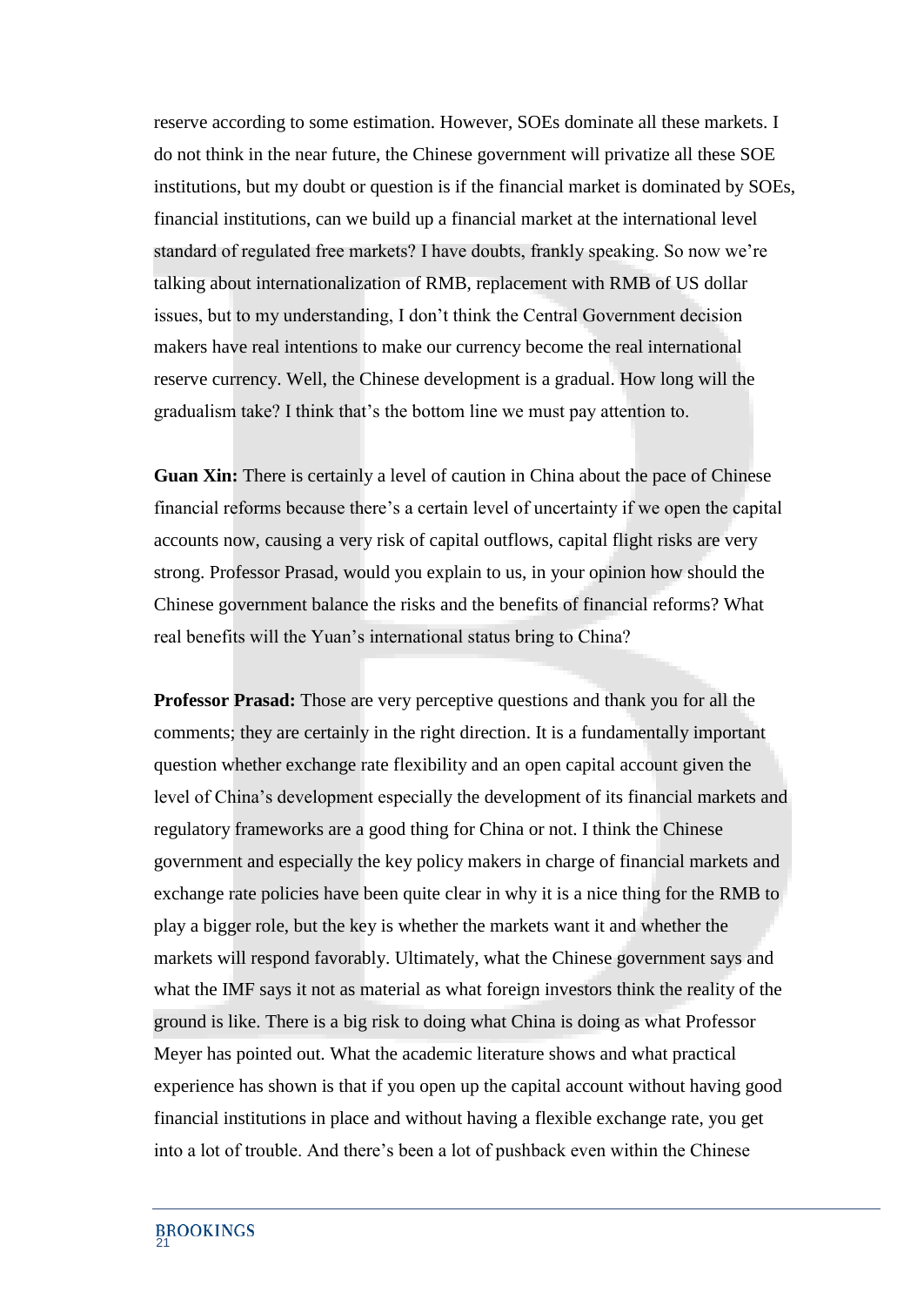reserve according to some estimation. However, SOEs dominate all these markets. I do not think in the near future, the Chinese government will privatize all these SOE institutions, but my doubt or question is if the financial market is dominated by SOEs, financial institutions, can we build up a financial market at the international level standard of regulated free markets? I have doubts, frankly speaking. So now we're talking about internationalization of RMB, replacement with RMB of US dollar issues, but to my understanding, I don't think the Central Government decision makers have real intentions to make our currency become the real international reserve currency. Well, the Chinese development is a gradual. How long will the gradualism take? I think that's the bottom line we must pay attention to.

**Guan Xin:** There is certainly a level of caution in China about the pace of Chinese financial reforms because there's a certain level of uncertainty if we open the capital accounts now, causing a very risk of capital outflows, capital flight risks are very strong. Professor Prasad, would you explain to us, in your opinion how should the Chinese government balance the risks and the benefits of financial reforms? What real benefits will the Yuan's international status bring to China?

**Professor Prasad:** Those are very perceptive questions and thank you for all the comments; they are certainly in the right direction. It is a fundamentally important question whether exchange rate flexibility and an open capital account given the level of China's development especially the development of its financial markets and regulatory frameworks are a good thing for China or not. I think the Chinese government and especially the key policy makers in charge of financial markets and exchange rate policies have been quite clear in why it is a nice thing for the RMB to play a bigger role, but the key is whether the markets want it and whether the markets will respond favorably. Ultimately, what the Chinese government says and what the IMF says it not as material as what foreign investors think the reality of the ground is like. There is a big risk to doing what China is doing as what Professor Meyer has pointed out. What the academic literature shows and what practical experience has shown is that if you open up the capital account without having good financial institutions in place and without having a flexible exchange rate, you get into a lot of trouble. And there's been a lot of pushback even within the Chinese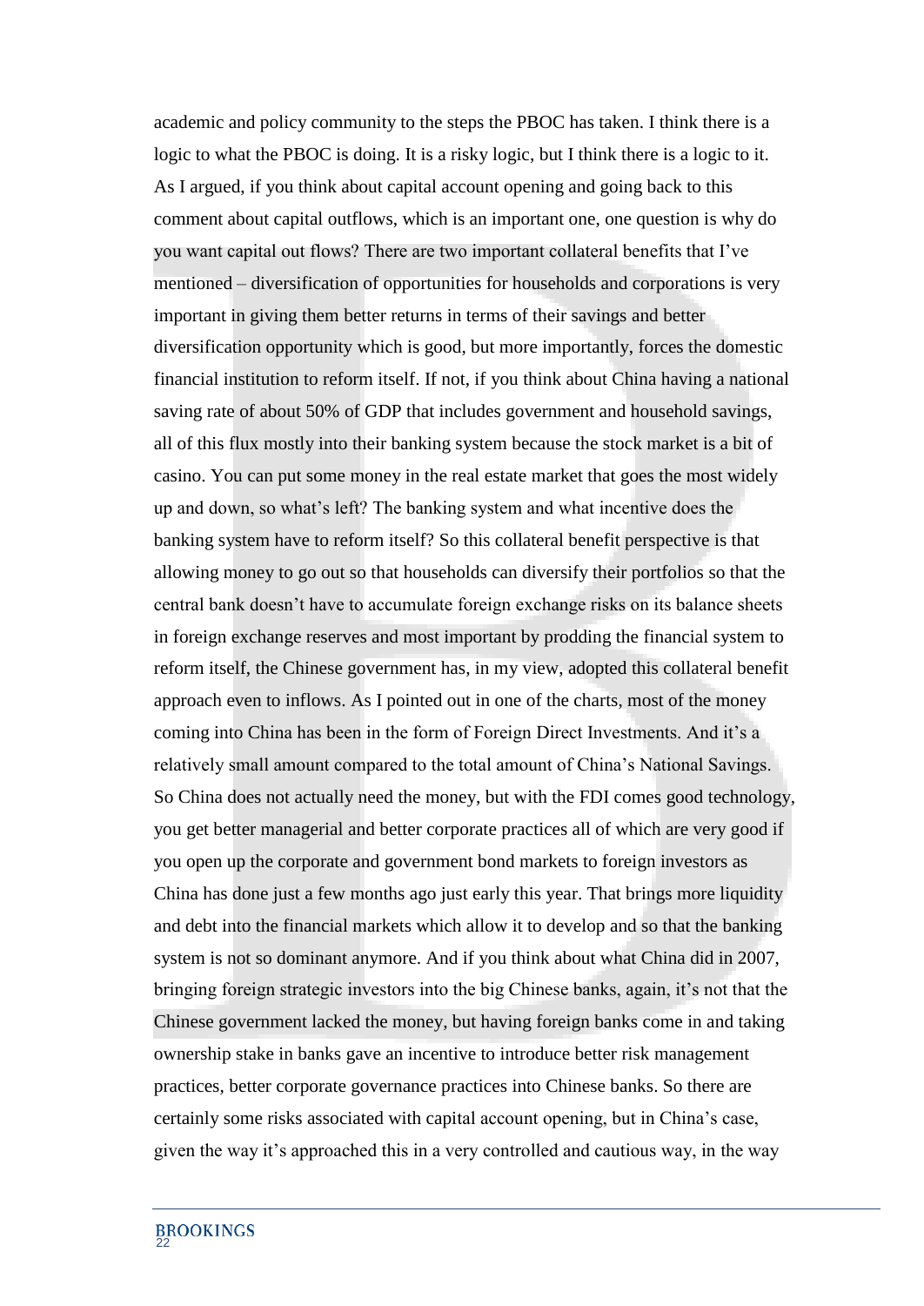academic and policy community to the steps the PBOC has taken. I think there is a logic to what the PBOC is doing. It is a risky logic, but I think there is a logic to it. As I argued, if you think about capital account opening and going back to this comment about capital outflows, which is an important one, one question is why do you want capital out flows? There are two important collateral benefits that I've mentioned – diversification of opportunities for households and corporations is very important in giving them better returns in terms of their savings and better diversification opportunity which is good, but more importantly, forces the domestic financial institution to reform itself. If not, if you think about China having a national saving rate of about 50% of GDP that includes government and household savings, all of this flux mostly into their banking system because the stock market is a bit of casino. You can put some money in the real estate market that goes the most widely up and down, so what's left? The banking system and what incentive does the banking system have to reform itself? So this collateral benefit perspective is that allowing money to go out so that households can diversify their portfolios so that the central bank doesn't have to accumulate foreign exchange risks on its balance sheets in foreign exchange reserves and most important by prodding the financial system to reform itself, the Chinese government has, in my view, adopted this collateral benefit approach even to inflows. As I pointed out in one of the charts, most of the money coming into China has been in the form of Foreign Direct Investments. And it's a relatively small amount compared to the total amount of China's National Savings. So China does not actually need the money, but with the FDI comes good technology, you get better managerial and better corporate practices all of which are very good if you open up the corporate and government bond markets to foreign investors as China has done just a few months ago just early this year. That brings more liquidity and debt into the financial markets which allow it to develop and so that the banking system is not so dominant anymore. And if you think about what China did in 2007, bringing foreign strategic investors into the big Chinese banks, again, it's not that the Chinese government lacked the money, but having foreign banks come in and taking ownership stake in banks gave an incentive to introduce better risk management practices, better corporate governance practices into Chinese banks. So there are certainly some risks associated with capital account opening, but in China's case, given the way it's approached this in a very controlled and cautious way, in the way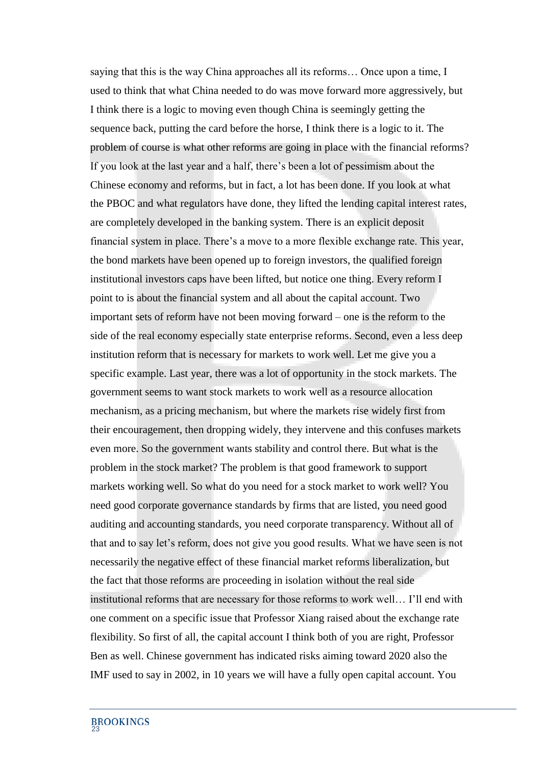saying that this is the way China approaches all its reforms… Once upon a time, I used to think that what China needed to do was move forward more aggressively, but I think there is a logic to moving even though China is seemingly getting the sequence back, putting the card before the horse, I think there is a logic to it. The problem of course is what other reforms are going in place with the financial reforms? If you look at the last year and a half, there's been a lot of pessimism about the Chinese economy and reforms, but in fact, a lot has been done. If you look at what the PBOC and what regulators have done, they lifted the lending capital interest rates, are completely developed in the banking system. There is an explicit deposit financial system in place. There's a move to a more flexible exchange rate. This year, the bond markets have been opened up to foreign investors, the qualified foreign institutional investors caps have been lifted, but notice one thing. Every reform I point to is about the financial system and all about the capital account. Two important sets of reform have not been moving forward – one is the reform to the side of the real economy especially state enterprise reforms. Second, even a less deep institution reform that is necessary for markets to work well. Let me give you a specific example. Last year, there was a lot of opportunity in the stock markets. The government seems to want stock markets to work well as a resource allocation mechanism, as a pricing mechanism, but where the markets rise widely first from their encouragement, then dropping widely, they intervene and this confuses markets even more. So the government wants stability and control there. But what is the problem in the stock market? The problem is that good framework to support markets working well. So what do you need for a stock market to work well? You need good corporate governance standards by firms that are listed, you need good auditing and accounting standards, you need corporate transparency. Without all of that and to say let's reform, does not give you good results. What we have seen is not necessarily the negative effect of these financial market reforms liberalization, but the fact that those reforms are proceeding in isolation without the real side institutional reforms that are necessary for those reforms to work well… I'll end with one comment on a specific issue that Professor Xiang raised about the exchange rate flexibility. So first of all, the capital account I think both of you are right, Professor Ben as well. Chinese government has indicated risks aiming toward 2020 also the IMF used to say in 2002, in 10 years we will have a fully open capital account. You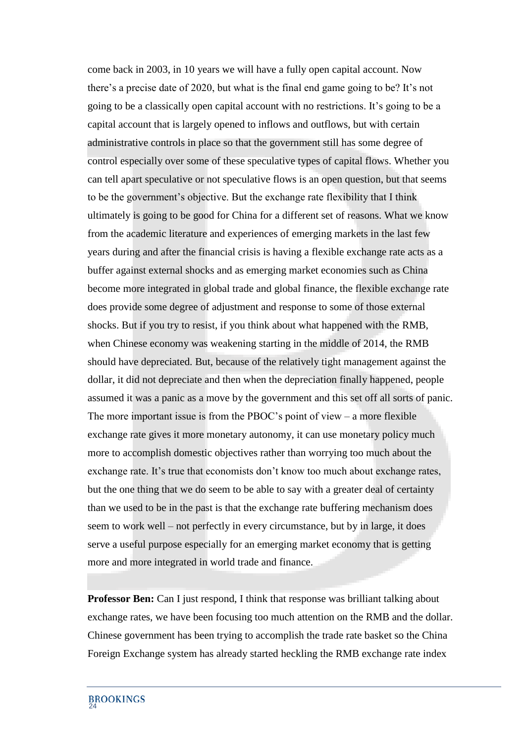come back in 2003, in 10 years we will have a fully open capital account. Now there's a precise date of 2020, but what is the final end game going to be? It's not going to be a classically open capital account with no restrictions. It's going to be a capital account that is largely opened to inflows and outflows, but with certain administrative controls in place so that the government still has some degree of control especially over some of these speculative types of capital flows. Whether you can tell apart speculative or not speculative flows is an open question, but that seems to be the government's objective. But the exchange rate flexibility that I think ultimately is going to be good for China for a different set of reasons. What we know from the academic literature and experiences of emerging markets in the last few years during and after the financial crisis is having a flexible exchange rate acts as a buffer against external shocks and as emerging market economies such as China become more integrated in global trade and global finance, the flexible exchange rate does provide some degree of adjustment and response to some of those external shocks. But if you try to resist, if you think about what happened with the RMB, when Chinese economy was weakening starting in the middle of 2014, the RMB should have depreciated. But, because of the relatively tight management against the dollar, it did not depreciate and then when the depreciation finally happened, people assumed it was a panic as a move by the government and this set off all sorts of panic. The more important issue is from the PBOC's point of view – a more flexible exchange rate gives it more monetary autonomy, it can use monetary policy much more to accomplish domestic objectives rather than worrying too much about the exchange rate. It's true that economists don't know too much about exchange rates, but the one thing that we do seem to be able to say with a greater deal of certainty than we used to be in the past is that the exchange rate buffering mechanism does seem to work well – not perfectly in every circumstance, but by in large, it does serve a useful purpose especially for an emerging market economy that is getting more and more integrated in world trade and finance.

**Professor Ben:** Can I just respond, I think that response was brilliant talking about exchange rates, we have been focusing too much attention on the RMB and the dollar. Chinese government has been trying to accomplish the trade rate basket so the China Foreign Exchange system has already started heckling the RMB exchange rate index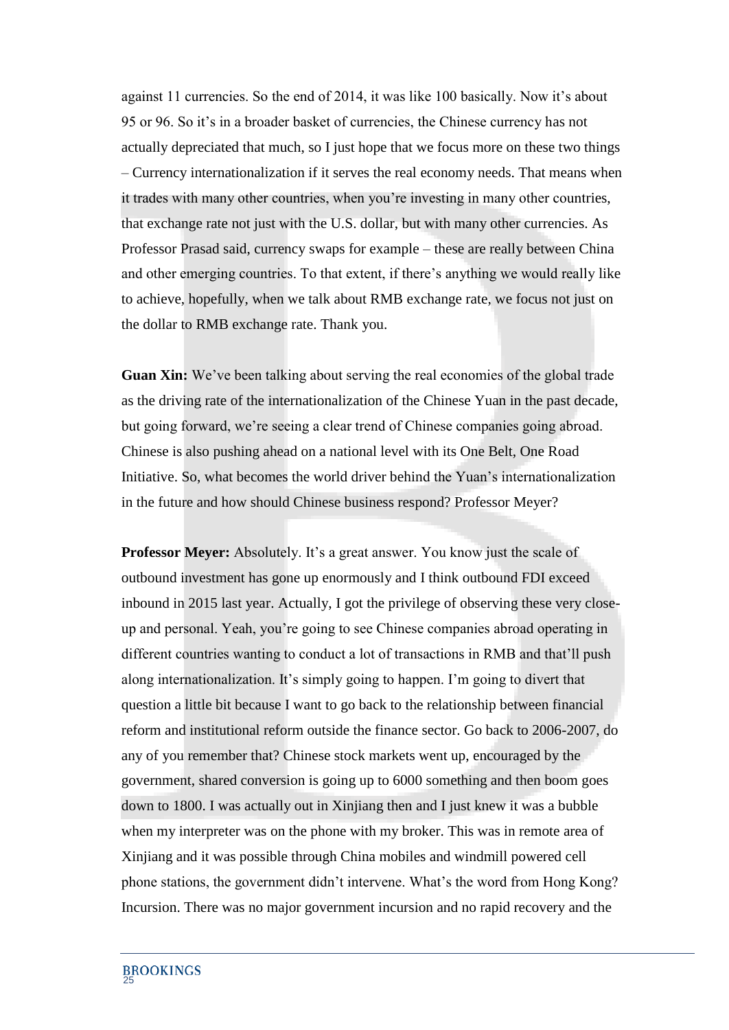against 11 currencies. So the end of 2014, it was like 100 basically. Now it's about 95 or 96. So it's in a broader basket of currencies, the Chinese currency has not actually depreciated that much, so I just hope that we focus more on these two things – Currency internationalization if it serves the real economy needs. That means when it trades with many other countries, when you're investing in many other countries, that exchange rate not just with the U.S. dollar, but with many other currencies. As Professor Prasad said, currency swaps for example – these are really between China and other emerging countries. To that extent, if there's anything we would really like to achieve, hopefully, when we talk about RMB exchange rate, we focus not just on the dollar to RMB exchange rate. Thank you.

**Guan Xin:** We've been talking about serving the real economies of the global trade as the driving rate of the internationalization of the Chinese Yuan in the past decade, but going forward, we're seeing a clear trend of Chinese companies going abroad. Chinese is also pushing ahead on a national level with its One Belt, One Road Initiative. So, what becomes the world driver behind the Yuan's internationalization in the future and how should Chinese business respond? Professor Meyer?

**Professor Meyer:** Absolutely. It's a great answer. You know just the scale of outbound investment has gone up enormously and I think outbound FDI exceed inbound in 2015 last year. Actually, I got the privilege of observing these very close-up and personal. Yeah, you're going to see Chinese companies abroad operating in different countries wanting to conduct a lot of transactions in RMB and that'll push along internationalization. It's simply going to happen. I'm going to divert that question a little bit because I want to go back to the relationship between financial reform and institutional reform outside the finance sector. Go back to 2006-2007, do any of you remember that? Chinese stock markets went up, encouraged by the government, shared conversion is going up to 6000 something and then boom goes down to 1800. I was actually out in Xinjiang then and I just knew it was a bubble when my interpreter was on the phone with my broker. This was in remote area of Xinjiang and it was possible through China mobiles and windmill powered cell phone stations, the government didn't intervene. What's the word from Hong Kong? Incursion. There was no major government incursion and no rapid recovery and the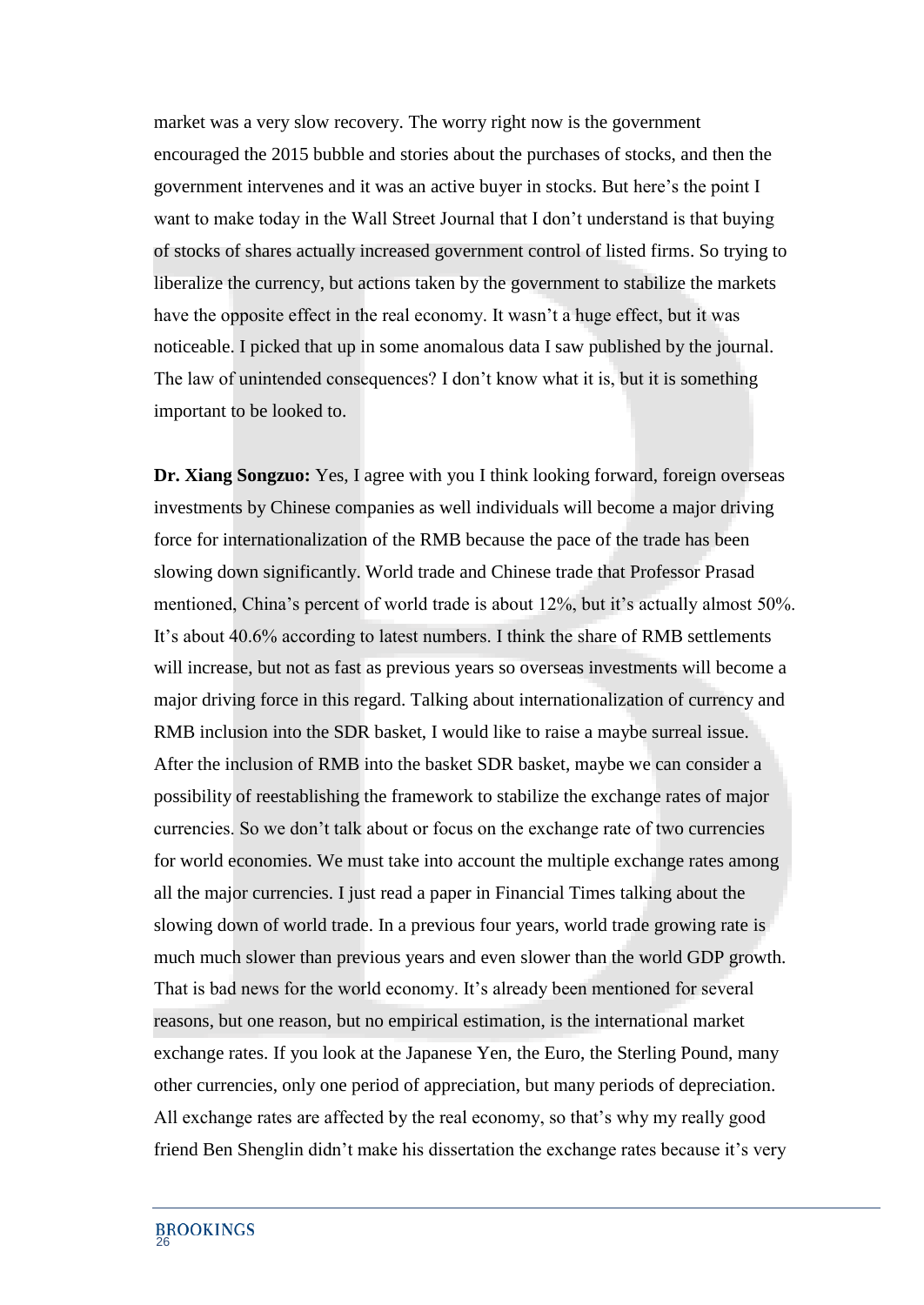market was a very slow recovery. The worry right now is the government encouraged the 2015 bubble and stories about the purchases of stocks, and then the government intervenes and it was an active buyer in stocks. But here's the point I want to make today in the Wall Street Journal that I don't understand is that buying of stocks of shares actually increased government control of listed firms. So trying to liberalize the currency, but actions taken by the government to stabilize the markets have the opposite effect in the real economy. It wasn't a huge effect, but it was noticeable. I picked that up in some anomalous data I saw published by the journal. The law of unintended consequences? I don't know what it is, but it is something important to be looked to.

**Dr. Xiang Songzuo:** Yes, I agree with you I think looking forward, foreign overseas investments by Chinese companies as well individuals will become a major driving force for internationalization of the RMB because the pace of the trade has been slowing down significantly. World trade and Chinese trade that Professor Prasad mentioned, China's percent of world trade is about 12%, but it's actually almost 50%. It's about 40.6% according to latest numbers. I think the share of RMB settlements will increase, but not as fast as previous years so overseas investments will become a major driving force in this regard. Talking about internationalization of currency and RMB inclusion into the SDR basket, I would like to raise a maybe surreal issue. After the inclusion of RMB into the basket SDR basket, maybe we can consider a possibility of reestablishing the framework to stabilize the exchange rates of major currencies. So we don't talk about or focus on the exchange rate of two currencies for world economies. We must take into account the multiple exchange rates among all the major currencies. I just read a paper in Financial Times talking about the slowing down of world trade. In a previous four years, world trade growing rate is much much slower than previous years and even slower than the world GDP growth. That is bad news for the world economy. It's already been mentioned for several reasons, but one reason, but no empirical estimation, is the international market exchange rates. If you look at the Japanese Yen, the Euro, the Sterling Pound, many other currencies, only one period of appreciation, but many periods of depreciation. All exchange rates are affected by the real economy, so that's why my really good friend Ben Shenglin didn't make his dissertation the exchange rates because it's very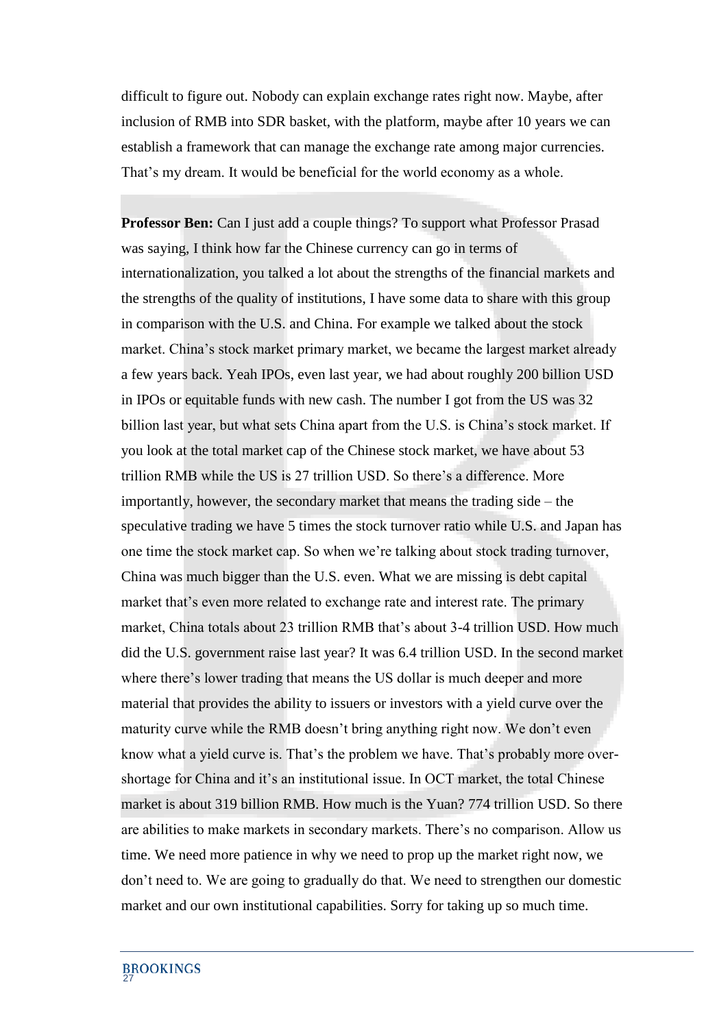difficult to figure out. Nobody can explain exchange rates right now. Maybe, after inclusion of RMB into SDR basket, with the platform, maybe after 10 years we can establish a framework that can manage the exchange rate among major currencies. That's my dream. It would be beneficial for the world economy as a whole.

**Professor Ben:** Can I just add a couple things? To support what Professor Prasad was saying, I think how far the Chinese currency can go in terms of internationalization, you talked a lot about the strengths of the financial markets and the strengths of the quality of institutions, I have some data to share with this group in comparison with the U.S. and China. For example we talked about the stock market. China's stock market primary market, we became the largest market already a few years back. Yeah IPOs, even last year, we had about roughly 200 billion USD in IPOs or equitable funds with new cash. The number I got from the US was 32 billion last year, but what sets China apart from the U.S. is China's stock market. If you look at the total market cap of the Chinese stock market, we have about 53 trillion RMB while the US is 27 trillion USD. So there's a difference. More importantly, however, the secondary market that means the trading side – the speculative trading we have 5 times the stock turnover ratio while U.S. and Japan has one time the stock market cap. So when we're talking about stock trading turnover, China was much bigger than the U.S. even. What we are missing is debt capital market that's even more related to exchange rate and interest rate. The primary market, China totals about 23 trillion RMB that's about 3-4 trillion USD. How much did the U.S. government raise last year? It was 6.4 trillion USD. In the second market where there's lower trading that means the US dollar is much deeper and more material that provides the ability to issuers or investors with a yield curve over the maturity curve while the RMB doesn't bring anything right now. We don't even know what a yield curve is. That's the problem we have. That's probably more over-shortage for China and it's an institutional issue. In OCT market, the total Chinese market is about 319 billion RMB. How much is the Yuan? 774 trillion USD. So there are abilities to make markets in secondary markets. There's no comparison. Allow us time. We need more patience in why we need to prop up the market right now, we don't need to. We are going to gradually do that. We need to strengthen our domestic market and our own institutional capabilities. Sorry for taking up so much time.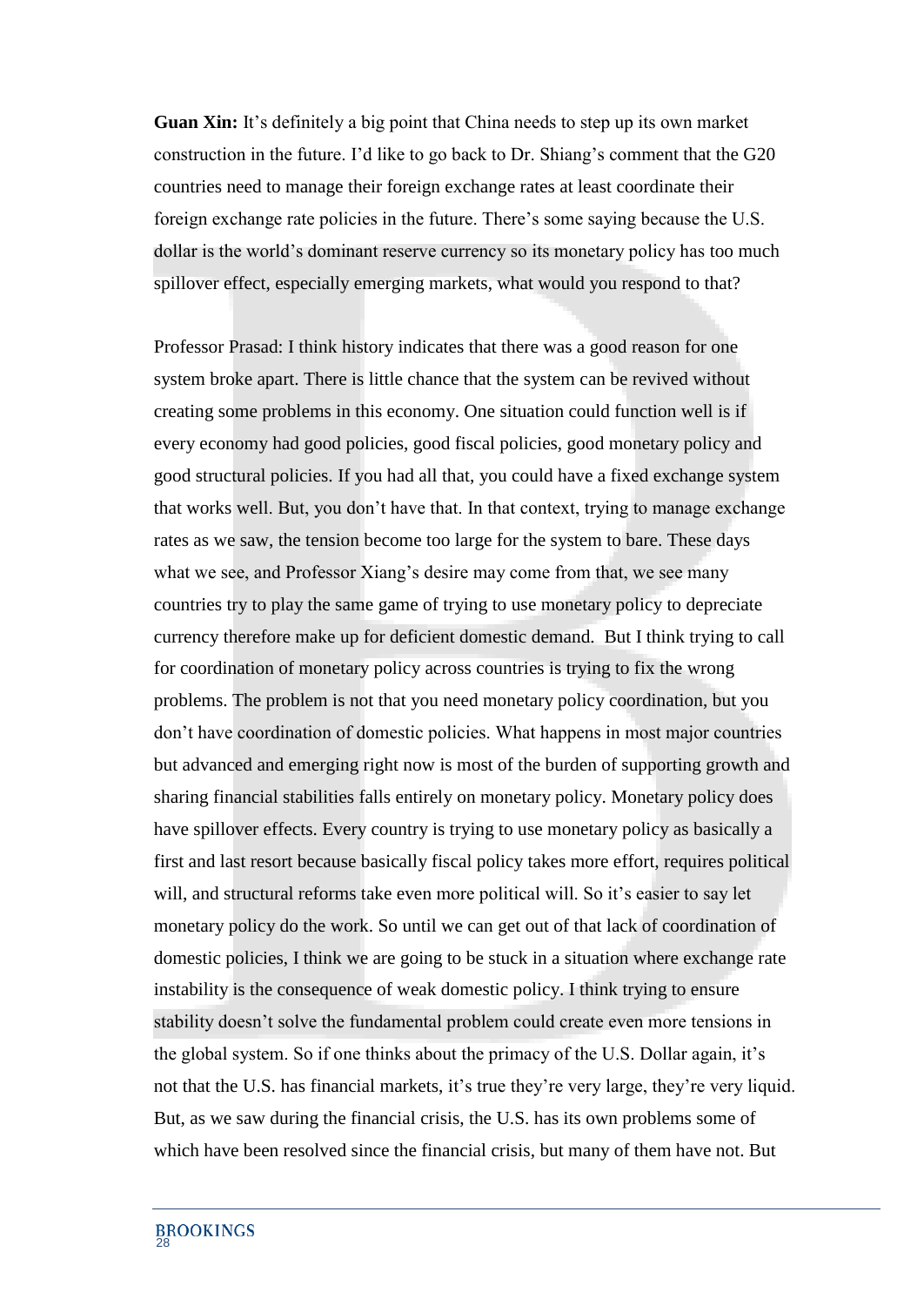**Guan Xin:** It's definitely a big point that China needs to step up its own market construction in the future. I'd like to go back to Dr. Shiang's comment that the G20 countries need to manage their foreign exchange rates at least coordinate their foreign exchange rate policies in the future. There's some saying because the U.S. dollar is the world's dominant reserve currency so its monetary policy has too much spillover effect, especially emerging markets, what would you respond to that?

Professor Prasad: I think history indicates that there was a good reason for one system broke apart. There is little chance that the system can be revived without creating some problems in this economy. One situation could function well is if every economy had good policies, good fiscal policies, good monetary policy and good structural policies. If you had all that, you could have a fixed exchange system that works well. But, you don't have that. In that context, trying to manage exchange rates as we saw, the tension become too large for the system to bare. These days what we see, and Professor Xiang's desire may come from that, we see many countries try to play the same game of trying to use monetary policy to depreciate currency therefore make up for deficient domestic demand. But I think trying to call for coordination of monetary policy across countries is trying to fix the wrong problems. The problem is not that you need monetary policy coordination, but you don't have coordination of domestic policies. What happens in most major countries but advanced and emerging right now is most of the burden of supporting growth and sharing financial stabilities falls entirely on monetary policy. Monetary policy does have spillover effects. Every country is trying to use monetary policy as basically a first and last resort because basically fiscal policy takes more effort, requires political will, and structural reforms take even more political will. So it's easier to say let monetary policy do the work. So until we can get out of that lack of coordination of domestic policies, I think we are going to be stuck in a situation where exchange rate instability is the consequence of weak domestic policy. I think trying to ensure stability doesn't solve the fundamental problem could create even more tensions in the global system. So if one thinks about the primacy of the U.S. Dollar again, it's not that the U.S. has financial markets, it's true they're very large, they're very liquid. But, as we saw during the financial crisis, the U.S. has its own problems some of which have been resolved since the financial crisis, but many of them have not. But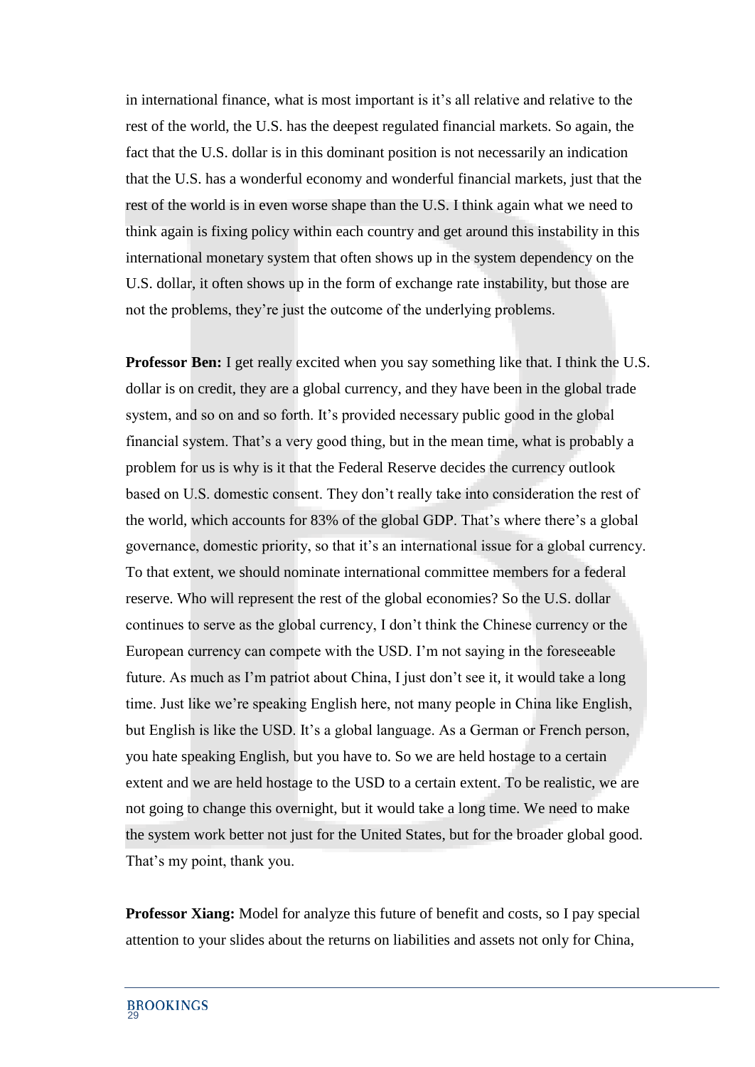in international finance, what is most important is it's all relative and relative to the rest of the world, the U.S. has the deepest regulated financial markets. So again, the fact that the U.S. dollar is in this dominant position is not necessarily an indication that the U.S. has a wonderful economy and wonderful financial markets, just that the rest of the world is in even worse shape than the U.S. I think again what we need to think again is fixing policy within each country and get around this instability in this international monetary system that often shows up in the system dependency on the U.S. dollar, it often shows up in the form of exchange rate instability, but those are not the problems, they're just the outcome of the underlying problems.

**Professor Ben:** I get really excited when you say something like that. I think the U.S. dollar is on credit, they are a global currency, and they have been in the global trade system, and so on and so forth. It's provided necessary public good in the global financial system. That's a very good thing, but in the mean time, what is probably a problem for us is why is it that the Federal Reserve decides the currency outlook based on U.S. domestic consent. They don't really take into consideration the rest of the world, which accounts for 83% of the global GDP. That's where there's a global governance, domestic priority, so that it's an international issue for a global currency. To that extent, we should nominate international committee members for a federal reserve. Who will represent the rest of the global economies? So the U.S. dollar continues to serve as the global currency, I don't think the Chinese currency or the European currency can compete with the USD. I'm not saying in the foreseeable future. As much as I'm patriot about China, I just don't see it, it would take a long time. Just like we're speaking English here, not many people in China like English, but English is like the USD. It's a global language. As a German or French person, you hate speaking English, but you have to. So we are held hostage to a certain extent and we are held hostage to the USD to a certain extent. To be realistic, we are not going to change this overnight, but it would take a long time. We need to make the system work better not just for the United States, but for the broader global good. That's my point, thank you.

**Professor Xiang:** Model for analyze this future of benefit and costs, so I pay special attention to your slides about the returns on liabilities and assets not only for China,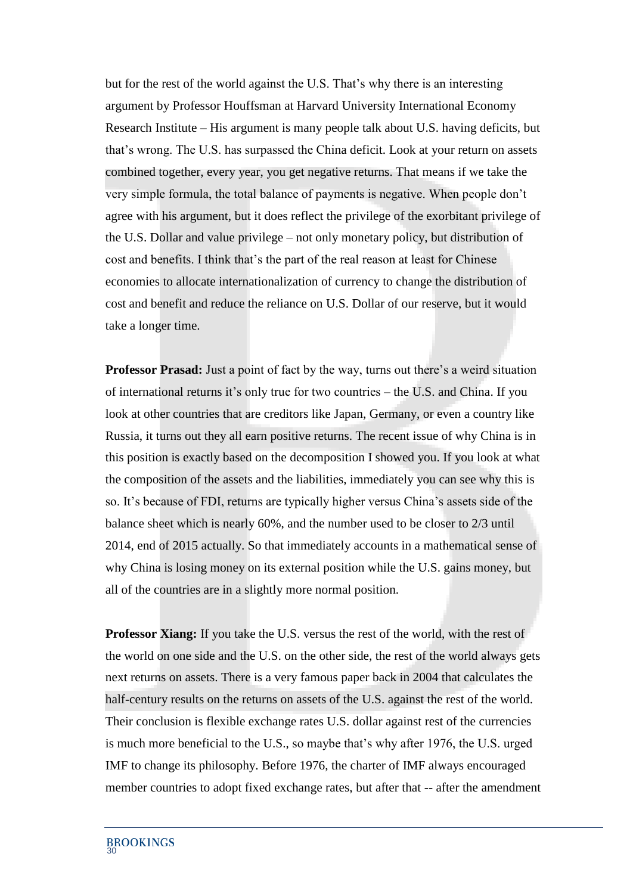but for the rest of the world against the U.S. That's why there is an interesting argument by Professor Houffsman at Harvard University International Economy Research Institute – His argument is many people talk about U.S. having deficits, but that's wrong. The U.S. has surpassed the China deficit. Look at your return on assets combined together, every year, you get negative returns. That means if we take the very simple formula, the total balance of payments is negative. When people don't agree with his argument, but it does reflect the privilege of the exorbitant privilege of the U.S. Dollar and value privilege – not only monetary policy, but distribution of cost and benefits. I think that's the part of the real reason at least for Chinese economies to allocate internationalization of currency to change the distribution of cost and benefit and reduce the reliance on U.S. Dollar of our reserve, but it would take a longer time.

**Professor Prasad:** Just a point of fact by the way, turns out there's a weird situation of international returns it's only true for two countries – the U.S. and China. If you look at other countries that are creditors like Japan, Germany, or even a country like Russia, it turns out they all earn positive returns. The recent issue of why China is in this position is exactly based on the decomposition I showed you. If you look at what the composition of the assets and the liabilities, immediately you can see why this is so. It's because of FDI, returns are typically higher versus China's assets side of the balance sheet which is nearly 60%, and the number used to be closer to 2/3 until 2014, end of 2015 actually. So that immediately accounts in a mathematical sense of why China is losing money on its external position while the U.S. gains money, but all of the countries are in a slightly more normal position.

**Professor Xiang:** If you take the U.S. versus the rest of the world, with the rest of the world on one side and the U.S. on the other side, the rest of the world always gets next returns on assets. There is a very famous paper back in 2004 that calculates the half-century results on the returns on assets of the U.S. against the rest of the world. Their conclusion is flexible exchange rates U.S. dollar against rest of the currencies is much more beneficial to the U.S., so maybe that's why after 1976, the U.S. urged IMF to change its philosophy. Before 1976, the charter of IMF always encouraged member countries to adopt fixed exchange rates, but after that -- after the amendment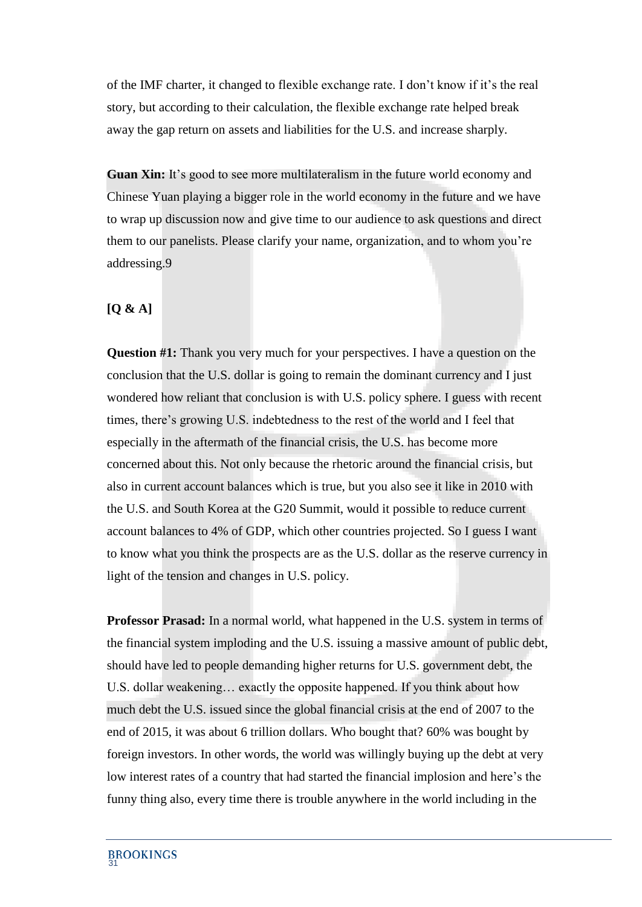of the IMF charter, it changed to flexible exchange rate. I don't know if it's the real story, but according to their calculation, the flexible exchange rate helped break away the gap return on assets and liabilities for the U.S. and increase sharply.

**Guan Xin:** It's good to see more multilateralism in the future world economy and Chinese Yuan playing a bigger role in the world economy in the future and we have to wrap up discussion now and give time to our audience to ask questions and direct them to our panelists. Please clarify your name, organization, and to whom you're addressing.9

**[Q & A]**

**Question #1:** Thank you very much for your perspectives. I have a question on the conclusion that the U.S. dollar is going to remain the dominant currency and I just wondered how reliant that conclusion is with U.S. policy sphere. I guess with recent times, there's growing U.S. indebtedness to the rest of the world and I feel that especially in the aftermath of the financial crisis, the U.S. has become more concerned about this. Not only because the rhetoric around the financial crisis, but also in current account balances which is true, but you also see it like in 2010 with the U.S. and South Korea at the G20 Summit, would it possible to reduce current account balances to 4% of GDP, which other countries projected. So I guess I want to know what you think the prospects are as the U.S. dollar as the reserve currency in light of the tension and changes in U.S. policy.

**Professor Prasad:** In a normal world, what happened in the U.S. system in terms of the financial system imploding and the U.S. issuing a massive amount of public debt, should have led to people demanding higher returns for U.S. government debt, the U.S. dollar weakening… exactly the opposite happened. If you think about how much debt the U.S. issued since the global financial crisis at the end of 2007 to the end of 2015, it was about 6 trillion dollars. Who bought that? 60% was bought by foreign investors. In other words, the world was willingly buying up the debt at very low interest rates of a country that had started the financial implosion and here's the funny thing also, every time there is trouble anywhere in the world including in the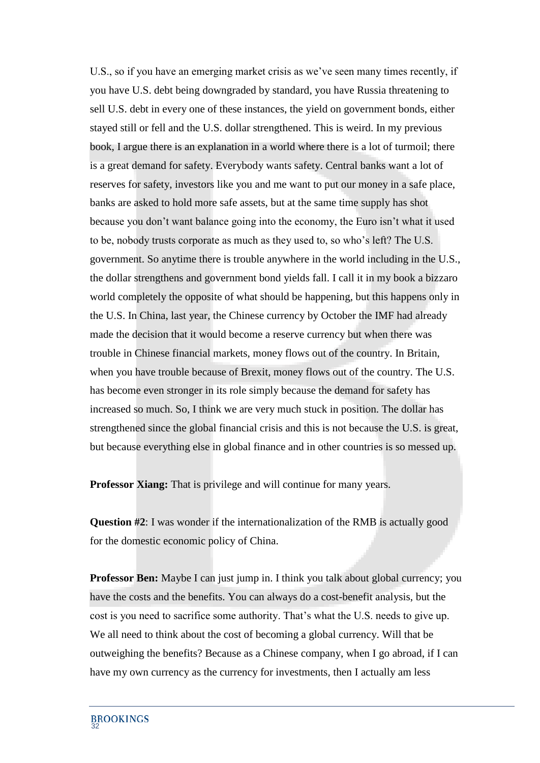U.S., so if you have an emerging market crisis as we've seen many times recently, if you have U.S. debt being downgraded by standard, you have Russia threatening to sell U.S. debt in every one of these instances, the yield on government bonds, either stayed still or fell and the U.S. dollar strengthened. This is weird. In my previous book, I argue there is an explanation in a world where there is a lot of turmoil; there is a great demand for safety. Everybody wants safety. Central banks want a lot of reserves for safety, investors like you and me want to put our money in a safe place, banks are asked to hold more safe assets, but at the same time supply has shot because you don't want balance going into the economy, the Euro isn't what it used to be, nobody trusts corporate as much as they used to, so who's left? The U.S. government. So anytime there is trouble anywhere in the world including in the U.S., the dollar strengthens and government bond yields fall. I call it in my book a bizzaro world completely the opposite of what should be happening, but this happens only in the U.S. In China, last year, the Chinese currency by October the IMF had already made the decision that it would become a reserve currency but when there was trouble in Chinese financial markets, money flows out of the country. In Britain, when you have trouble because of Brexit, money flows out of the country. The U.S. has become even stronger in its role simply because the demand for safety has increased so much. So, I think we are very much stuck in position. The dollar has strengthened since the global financial crisis and this is not because the U.S. is great, but because everything else in global finance and in other countries is so messed up.

**Professor Xiang:** That is privilege and will continue for many years.

**Question #2**: I was wonder if the internationalization of the RMB is actually good for the domestic economic policy of China.

**Professor Ben:** Maybe I can just jump in. I think you talk about global currency; you have the costs and the benefits. You can always do a cost-benefit analysis, but the cost is you need to sacrifice some authority. That's what the U.S. needs to give up. We all need to think about the cost of becoming a global currency. Will that be outweighing the benefits? Because as a Chinese company, when I go abroad, if I can have my own currency as the currency for investments, then I actually am less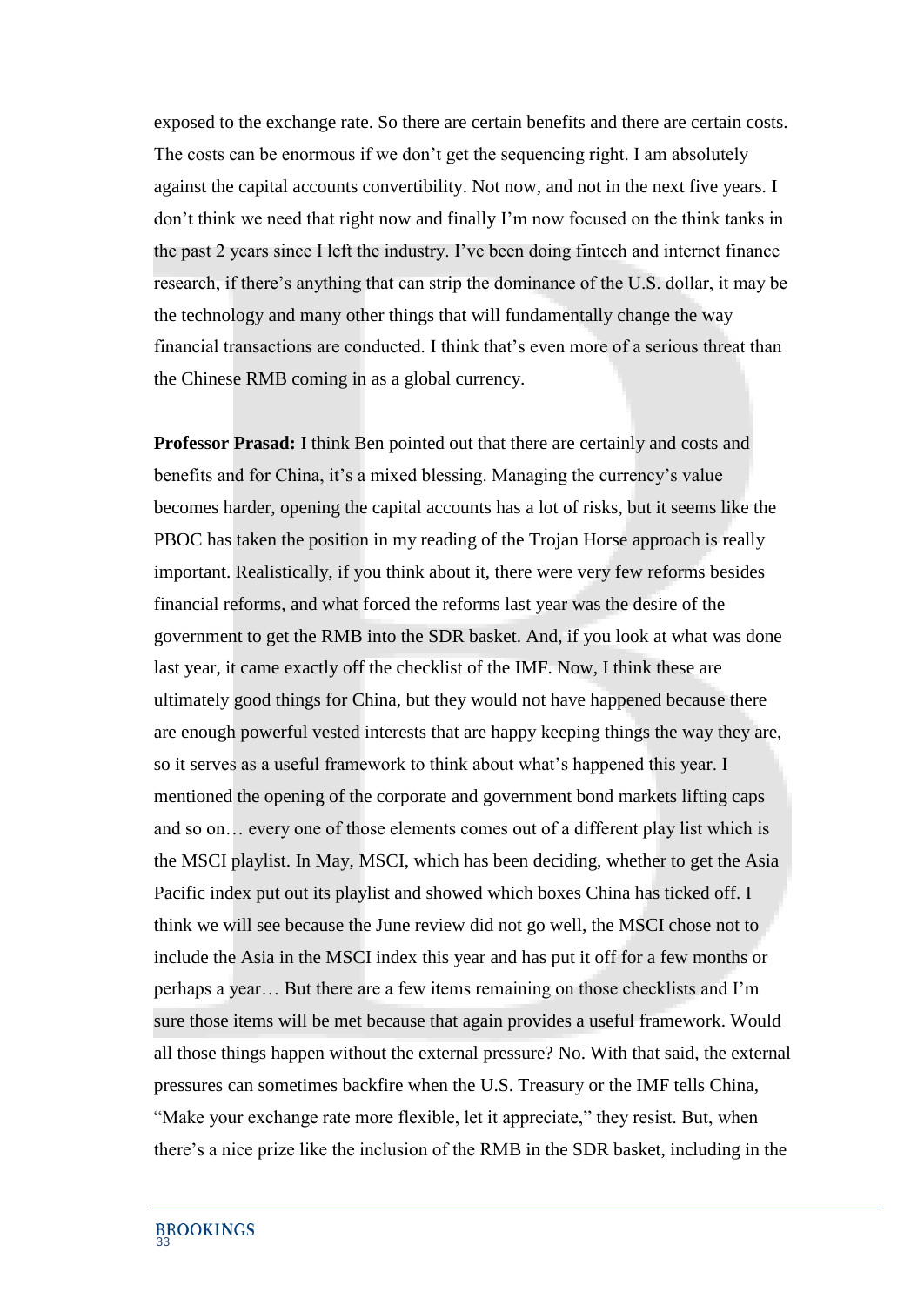exposed to the exchange rate. So there are certain benefits and there are certain costs. The costs can be enormous if we don't get the sequencing right. I am absolutely against the capital accounts convertibility. Not now, and not in the next five years. I don't think we need that right now and finally I'm now focused on the think tanks in the past 2 years since I left the industry. I've been doing fintech and internet finance research, if there's anything that can strip the dominance of the U.S. dollar, it may be the technology and many other things that will fundamentally change the way financial transactions are conducted. I think that's even more of a serious threat than the Chinese RMB coming in as a global currency.

**Professor Prasad:** I think Ben pointed out that there are certainly and costs and benefits and for China, it's a mixed blessing. Managing the currency's value becomes harder, opening the capital accounts has a lot of risks, but it seems like the PBOC has taken the position in my reading of the Trojan Horse approach is really important. Realistically, if you think about it, there were very few reforms besides financial reforms, and what forced the reforms last year was the desire of the government to get the RMB into the SDR basket. And, if you look at what was done last year, it came exactly off the checklist of the IMF. Now, I think these are ultimately good things for China, but they would not have happened because there are enough powerful vested interests that are happy keeping things the way they are, so it serves as a useful framework to think about what's happened this year. I mentioned the opening of the corporate and government bond markets lifting caps and so on… every one of those elements comes out of a different play list which is the MSCI playlist. In May, MSCI, which has been deciding, whether to get the Asia Pacific index put out its playlist and showed which boxes China has ticked off. I think we will see because the June review did not go well, the MSCI chose not to include the Asia in the MSCI index this year and has put it off for a few months or perhaps a year… But there are a few items remaining on those checklists and I'm sure those items will be met because that again provides a useful framework. Would all those things happen without the external pressure? No. With that said, the external pressures can sometimes backfire when the U.S. Treasury or the IMF tells China, "Make your exchange rate more flexible, let it appreciate," they resist. But, when there's a nice prize like the inclusion of the RMB in the SDR basket, including in the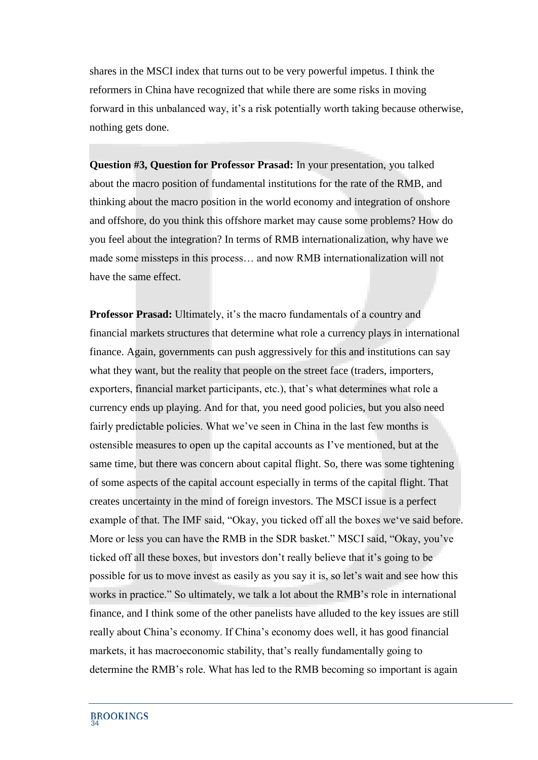shares in the MSCI index that turns out to be very powerful impetus. I think the reformers in China have recognized that while there are some risks in moving forward in this unbalanced way, it's a risk potentially worth taking because otherwise, nothing gets done.

**Question #3, Question for Professor Prasad:** In your presentation, you talked about the macro position of fundamental institutions for the rate of the RMB, and thinking about the macro position in the world economy and integration of onshore and offshore, do you think this offshore market may cause some problems? How do you feel about the integration? In terms of RMB internationalization, why have we made some missteps in this process… and now RMB internationalization will not have the same effect.

**Professor Prasad:** Ultimately, it's the macro fundamentals of a country and financial markets structures that determine what role a currency plays in international finance. Again, governments can push aggressively for this and institutions can say what they want, but the reality that people on the street face (traders, importers, exporters, financial market participants, etc.), that's what determines what role a currency ends up playing. And for that, you need good policies, but you also need fairly predictable policies. What we've seen in China in the last few months is ostensible measures to open up the capital accounts as I've mentioned, but at the same time, but there was concern about capital flight. So, there was some tightening of some aspects of the capital account especially in terms of the capital flight. That creates uncertainty in the mind of foreign investors. The MSCI issue is a perfect example of that. The IMF said, "Okay, you ticked off all the boxes we've said before. More or less you can have the RMB in the SDR basket." MSCI said, "Okay, you've ticked off all these boxes, but investors don't really believe that it's going to be possible for us to move invest as easily as you say it is, so let's wait and see how this works in practice." So ultimately, we talk a lot about the RMB's role in international finance, and I think some of the other panelists have alluded to the key issues are still really about China's economy. If China's economy does well, it has good financial markets, it has macroeconomic stability, that's really fundamentally going to determine the RMB's role. What has led to the RMB becoming so important is again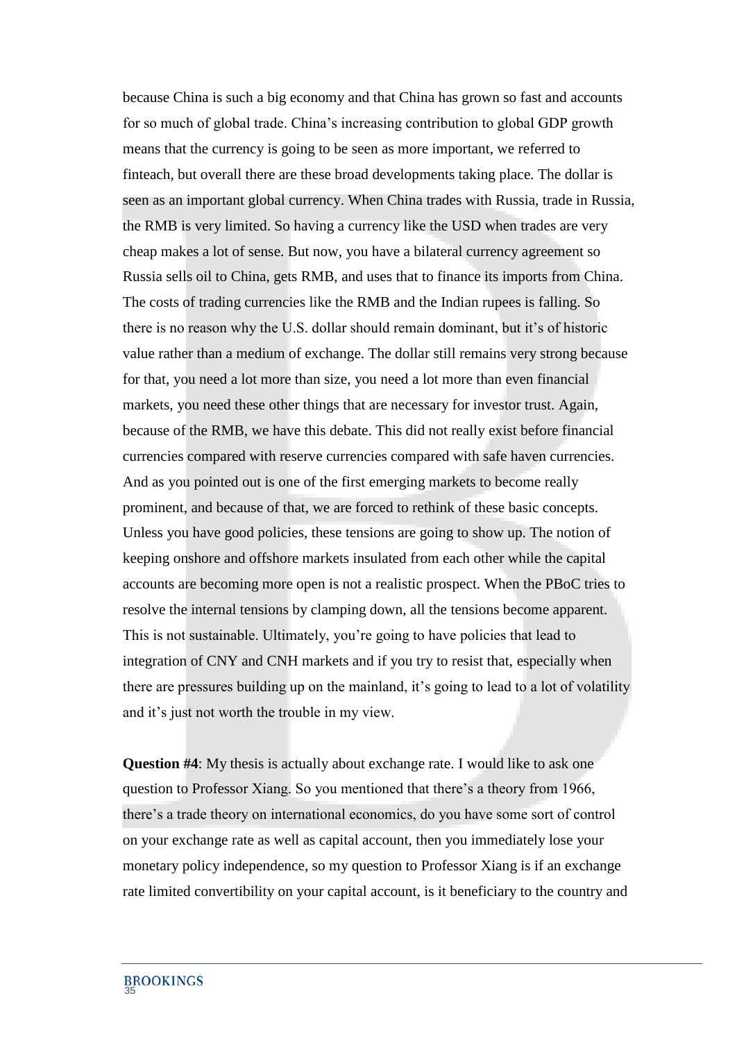because China is such a big economy and that China has grown so fast and accounts for so much of global trade. China's increasing contribution to global GDP growth means that the currency is going to be seen as more important, we referred to finteach, but overall there are these broad developments taking place. The dollar is seen as an important global currency. When China trades with Russia, trade in Russia, the RMB is very limited. So having a currency like the USD when trades are very cheap makes a lot of sense. But now, you have a bilateral currency agreement so Russia sells oil to China, gets RMB, and uses that to finance its imports from China. The costs of trading currencies like the RMB and the Indian rupees is falling. So there is no reason why the U.S. dollar should remain dominant, but it's of historic value rather than a medium of exchange. The dollar still remains very strong because for that, you need a lot more than size, you need a lot more than even financial markets, you need these other things that are necessary for investor trust. Again, because of the RMB, we have this debate. This did not really exist before financial currencies compared with reserve currencies compared with safe haven currencies. And as you pointed out is one of the first emerging markets to become really prominent, and because of that, we are forced to rethink of these basic concepts. Unless you have good policies, these tensions are going to show up. The notion of keeping onshore and offshore markets insulated from each other while the capital accounts are becoming more open is not a realistic prospect. When the PBoC tries to resolve the internal tensions by clamping down, all the tensions become apparent. This is not sustainable. Ultimately, you're going to have policies that lead to integration of CNY and CNH markets and if you try to resist that, especially when there are pressures building up on the mainland, it's going to lead to a lot of volatility and it's just not worth the trouble in my view.

**Question #4**: My thesis is actually about exchange rate. I would like to ask one question to Professor Xiang. So you mentioned that there's a theory from 1966, there's a trade theory on international economics, do you have some sort of control on your exchange rate as well as capital account, then you immediately lose your monetary policy independence, so my question to Professor Xiang is if an exchange rate limited convertibility on your capital account, is it beneficiary to the country and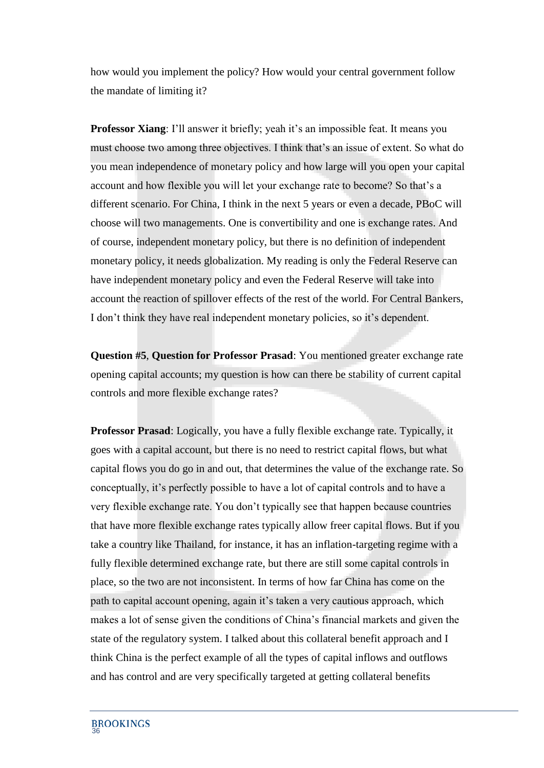how would you implement the policy? How would your central government follow the mandate of limiting it?

**Professor Xiang**: I'll answer it briefly; yeah it's an impossible feat. It means you must choose two among three objectives. I think that's an issue of extent. So what do you mean independence of monetary policy and how large will you open your capital account and how flexible you will let your exchange rate to become? So that's a different scenario. For China, I think in the next 5 years or even a decade, PBoC will choose will two managements. One is convertibility and one is exchange rates. And of course, independent monetary policy, but there is no definition of independent monetary policy, it needs globalization. My reading is only the Federal Reserve can have independent monetary policy and even the Federal Reserve will take into account the reaction of spillover effects of the rest of the world. For Central Bankers, I don't think they have real independent monetary policies, so it's dependent.

**Question #5**, **Question for Professor Prasad**: You mentioned greater exchange rate opening capital accounts; my question is how can there be stability of current capital controls and more flexible exchange rates?

**Professor Prasad**: Logically, you have a fully flexible exchange rate. Typically, it goes with a capital account, but there is no need to restrict capital flows, but what capital flows you do go in and out, that determines the value of the exchange rate. So conceptually, it's perfectly possible to have a lot of capital controls and to have a very flexible exchange rate. You don't typically see that happen because countries that have more flexible exchange rates typically allow freer capital flows. But if you take a country like Thailand, for instance, it has an inflation-targeting regime with a fully flexible determined exchange rate, but there are still some capital controls in place, so the two are not inconsistent. In terms of how far China has come on the path to capital account opening, again it's taken a very cautious approach, which makes a lot of sense given the conditions of China's financial markets and given the state of the regulatory system. I talked about this collateral benefit approach and I think China is the perfect example of all the types of capital inflows and outflows and has control and are very specifically targeted at getting collateral benefits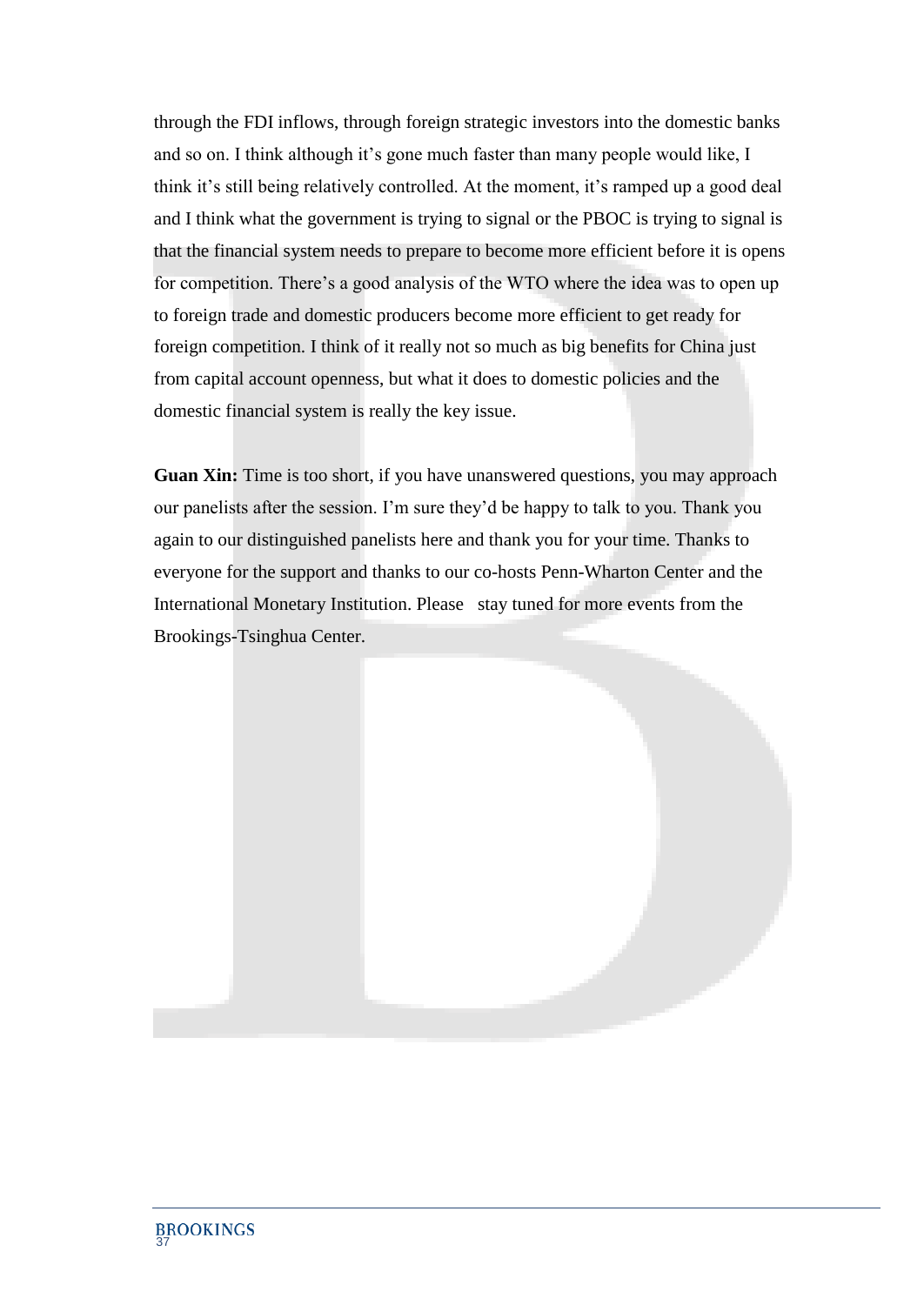through the FDI inflows, through foreign strategic investors into the domestic banks and so on. I think although it's gone much faster than many people would like, I think it's still being relatively controlled. At the moment, it's ramped up a good deal and I think what the government is trying to signal or the PBOC is trying to signal is that the financial system needs to prepare to become more efficient before it is opens for competition. There's a good analysis of the WTO where the idea was to open up to foreign trade and domestic producers become more efficient to get ready for foreign competition. I think of it really not so much as big benefits for China just from capital account openness, but what it does to domestic policies and the domestic financial system is really the key issue.

**Guan Xin:** Time is too short, if you have unanswered questions, you may approach our panelists after the session. I'm sure they'd be happy to talk to you. Thank you again to our distinguished panelists here and thank you for your time. Thanks to everyone for the support and thanks to our co-hosts Penn-Wharton Center and the International Monetary Institution. Please stay tuned for more events from the Brookings-Tsinghua Center.